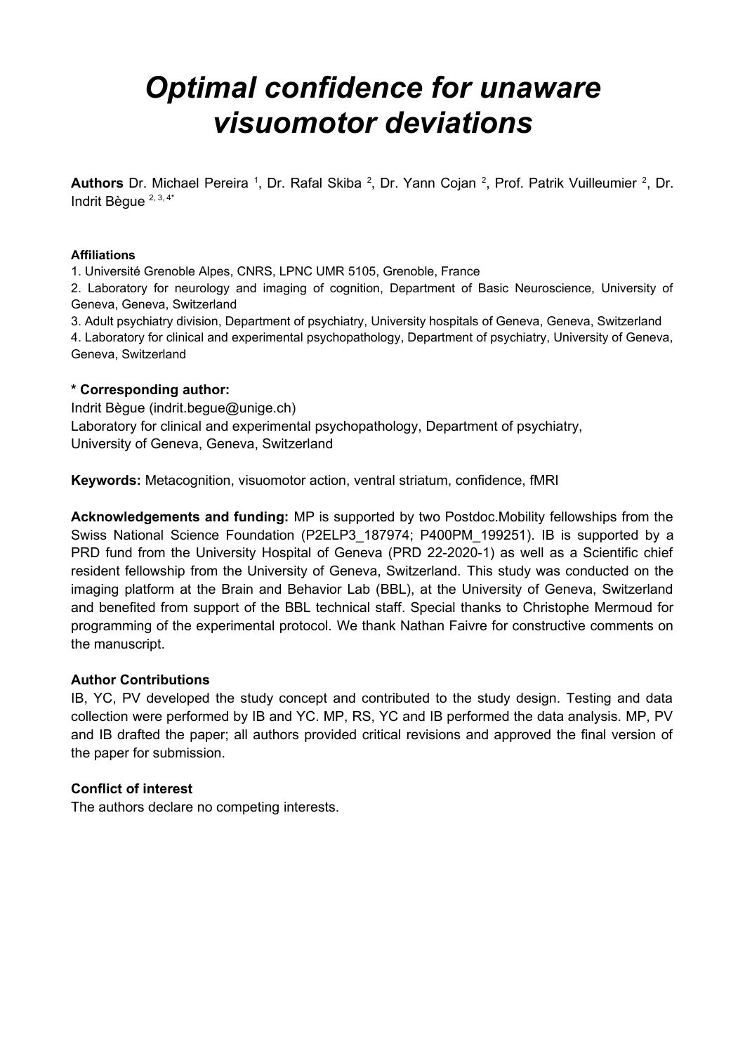# *Optimal confidence for unaware visuomotor deviations*

**Authors** Dr. Michael Pereira [1], Dr. Rafal Skiba [2], Dr. Yann Cojan [2], Prof. Patrik Vuilleumier [2], Dr. Indrit Bègue [2, 3, 4*]

**Affiliations**

1. Université Grenoble Alpes, CNRS, LPNC UMR 5105, Grenoble, France
2. Laboratory for neurology and imaging of cognition, Department of Basic Neuroscience, University of Geneva, Geneva, Switzerland
3. Adult psychiatry division, Department of psychiatry, University hospitals of Geneva, Geneva, Switzerland
4. Laboratory for clinical and experimental psychopathology, Department of psychiatry, University of Geneva, Geneva, Switzerland

**\* Corresponding author:**

Indrit Bègue (indrit.begue@unige.ch)
Laboratory for clinical and experimental psychopathology, Department of psychiatry,
University of Geneva, Geneva, Switzerland

**Keywords:** Metacognition, visuomotor action, ventral striatum, confidence, fMRI

**Acknowledgements and funding:** MP is supported by two Postdoc.Mobility fellowships from the Swiss National Science Foundation (P2ELP3_187974; P400PM_199251). IB is supported by a PRD fund from the University Hospital of Geneva (PRD 22-2020-1) as well as a Scientific chief resident fellowship from the University of Geneva, Switzerland. This study was conducted on the imaging platform at the Brain and Behavior Lab (BBL), at the University of Geneva, Switzerland and benefited from support of the BBL technical staff. Special thanks to Christophe Mermoud for programming of the experimental protocol. We thank Nathan Faivre for constructive comments on the manuscript.

**Author Contributions**

IB, YC, PV developed the study concept and contributed to the study design. Testing and data collection were performed by IB and YC. MP, RS, YC and IB performed the data analysis. MP, PV and IB drafted the paper; all authors provided critical revisions and approved the final version of the paper for submission.

**Conflict of interest**

The authors declare no competing interests.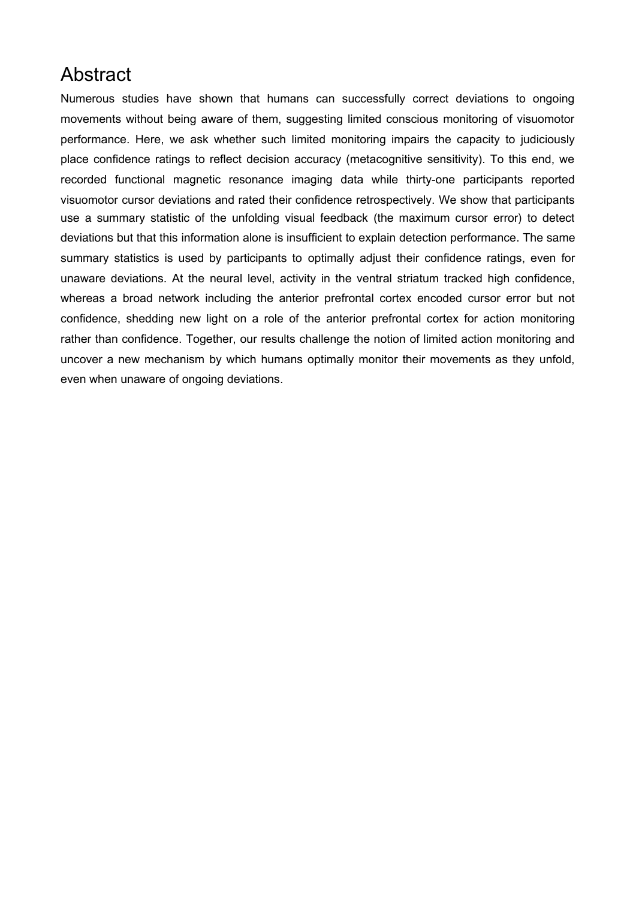# Abstract

Numerous studies have shown that humans can successfully correct deviations to ongoing movements without being aware of them, suggesting limited conscious monitoring of visuomotor performance. Here, we ask whether such limited monitoring impairs the capacity to judiciously place confidence ratings to reflect decision accuracy (metacognitive sensitivity). To this end, we recorded functional magnetic resonance imaging data while thirty-one participants reported visuomotor cursor deviations and rated their confidence retrospectively. We show that participants use a summary statistic of the unfolding visual feedback (the maximum cursor error) to detect deviations but that this information alone is insufficient to explain detection performance. The same summary statistics is used by participants to optimally adjust their confidence ratings, even for unaware deviations. At the neural level, activity in the ventral striatum tracked high confidence, whereas a broad network including the anterior prefrontal cortex encoded cursor error but not confidence, shedding new light on a role of the anterior prefrontal cortex for action monitoring rather than confidence. Together, our results challenge the notion of limited action monitoring and uncover a new mechanism by which humans optimally monitor their movements as they unfold, even when unaware of ongoing deviations.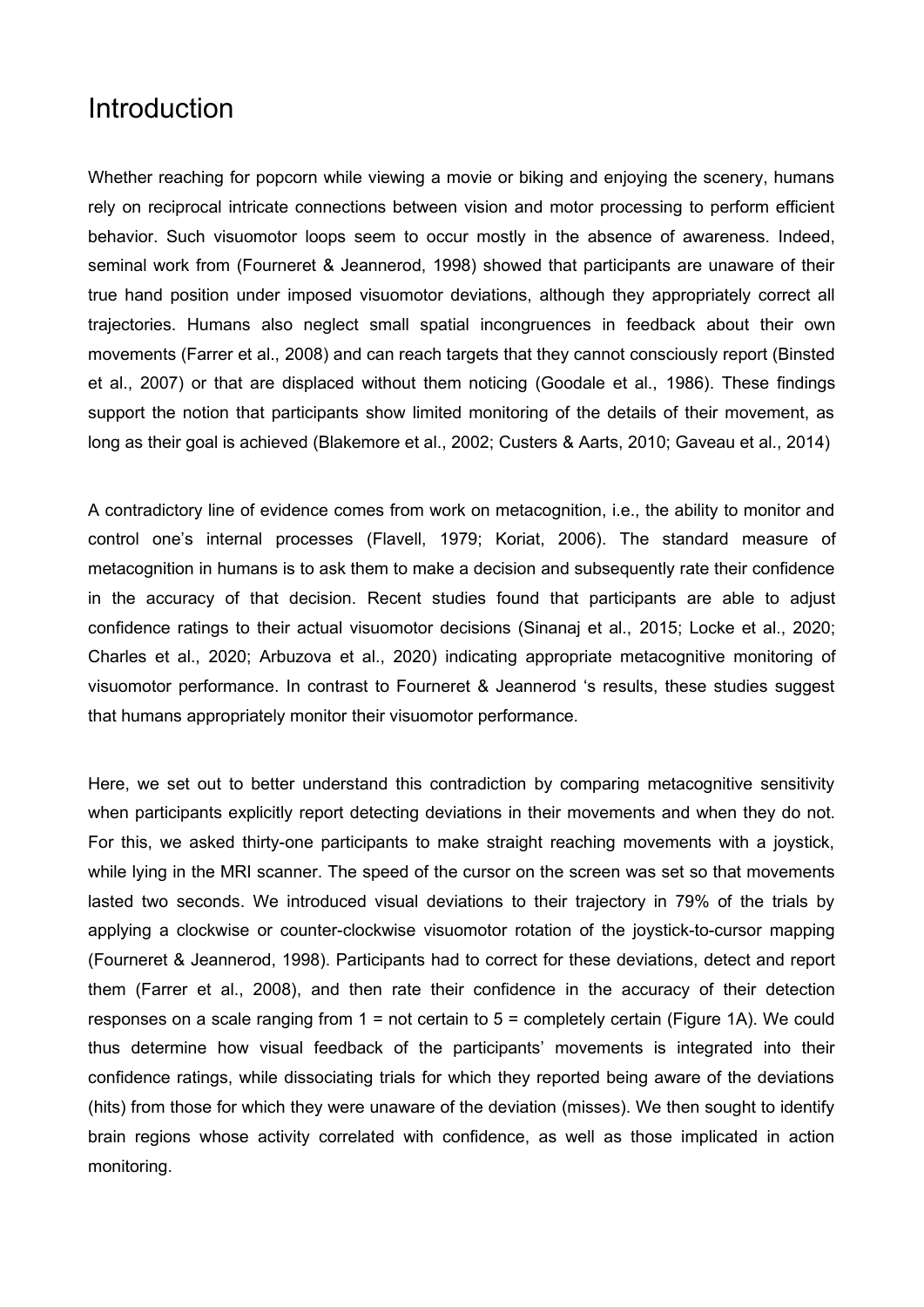# Introduction

Whether reaching for popcorn while viewing a movie or biking and enjoying the scenery, humans rely on reciprocal intricate connections between vision and motor processing to perform efficient behavior. Such visuomotor loops seem to occur mostly in the absence of awareness. Indeed, seminal work from (Fourneret & Jeannerod, 1998) showed that participants are unaware of their true hand position under imposed visuomotor deviations, although they appropriately correct all trajectories. Humans also neglect small spatial incongruences in feedback about their own movements (Farrer et al., 2008) and can reach targets that they cannot consciously report (Binsted et al., 2007) or that are displaced without them noticing (Goodale et al., 1986). These findings support the notion that participants show limited monitoring of the details of their movement, as long as their goal is achieved (Blakemore et al., 2002; Custers & Aarts, 2010; Gaveau et al., 2014)

A contradictory line of evidence comes from work on metacognition, i.e., the ability to monitor and control one's internal processes (Flavell, 1979; Koriat, 2006). The standard measure of metacognition in humans is to ask them to make a decision and subsequently rate their confidence in the accuracy of that decision. Recent studies found that participants are able to adjust confidence ratings to their actual visuomotor decisions (Sinanaj et al., 2015; Locke et al., 2020; Charles et al., 2020; Arbuzova et al., 2020) indicating appropriate metacognitive monitoring of visuomotor performance. In contrast to Fourneret & Jeannerod 's results, these studies suggest that humans appropriately monitor their visuomotor performance.

Here, we set out to better understand this contradiction by comparing metacognitive sensitivity when participants explicitly report detecting deviations in their movements and when they do not. For this, we asked thirty-one participants to make straight reaching movements with a joystick, while lying in the MRI scanner. The speed of the cursor on the screen was set so that movements lasted two seconds. We introduced visual deviations to their trajectory in 79% of the trials by applying a clockwise or counter-clockwise visuomotor rotation of the joystick-to-cursor mapping (Fourneret & Jeannerod, 1998). Participants had to correct for these deviations, detect and report them (Farrer et al., 2008), and then rate their confidence in the accuracy of their detection responses on a scale ranging from 1 = not certain to 5 = completely certain (Figure 1A). We could thus determine how visual feedback of the participants' movements is integrated into their confidence ratings, while dissociating trials for which they reported being aware of the deviations (hits) from those for which they were unaware of the deviation (misses). We then sought to identify brain regions whose activity correlated with confidence, as well as those implicated in action monitoring.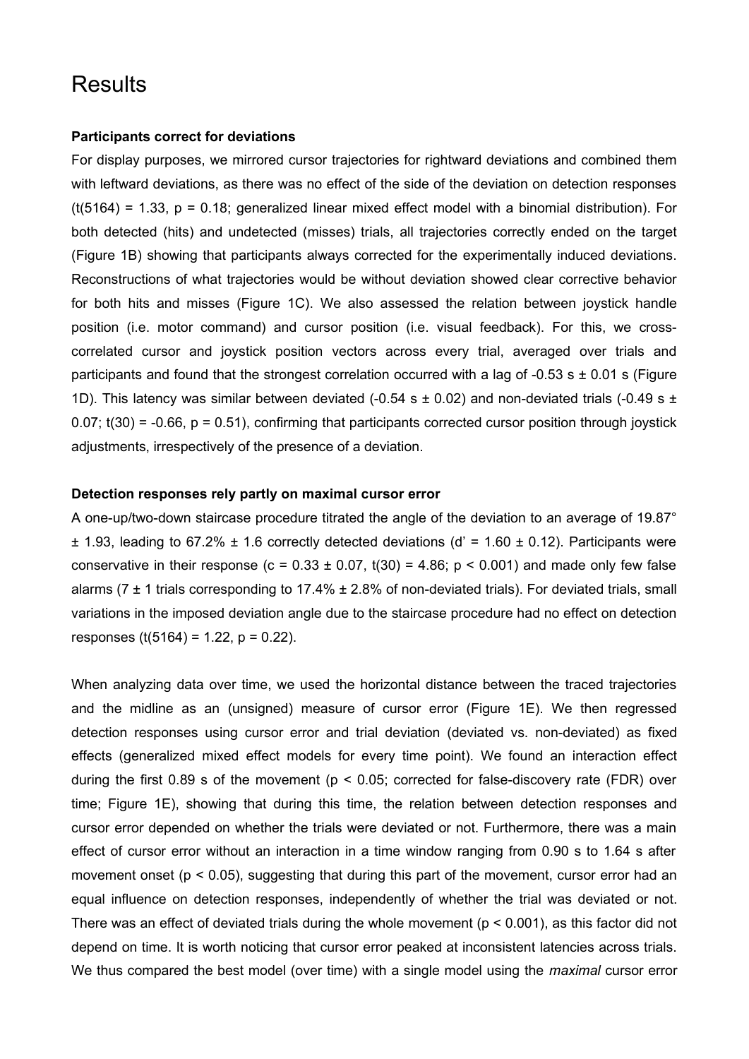# Results

### Participants correct for deviations

For display purposes, we mirrored cursor trajectories for rightward deviations and combined them with leftward deviations, as there was no effect of the side of the deviation on detection responses ($t(5164) = 1.33$, $p = 0.18$; generalized linear mixed effect model with a binomial distribution). For both detected (hits) and undetected (misses) trials, all trajectories correctly ended on the target (Figure 1B) showing that participants always corrected for the experimentally induced deviations. Reconstructions of what trajectories would be without deviation showed clear corrective behavior for both hits and misses (Figure 1C). We also assessed the relation between joystick handle position (i.e. motor command) and cursor position (i.e. visual feedback). For this, we cross-correlated cursor and joystick position vectors across every trial, averaged over trials and participants and found that the strongest correlation occurred with a lag of -0.53 s ± 0.01 s (Figure 1D). This latency was similar between deviated (-0.54 s ± 0.02) and non-deviated trials (-0.49 s ± 0.07; $t(30) = -0.66$, $p = 0.51$), confirming that participants corrected cursor position through joystick adjustments, irrespectively of the presence of a deviation.

### Detection responses rely partly on maximal cursor error

A one-up/two-down staircase procedure titrated the angle of the deviation to an average of 19.87° ± 1.93, leading to 67.2% ± 1.6 correctly detected deviations ($d' = 1.60 \pm 0.12$). Participants were conservative in their response ($c = 0.33 \pm 0.07$, $t(30) = 4.86$; $p < 0.001$) and made only few false alarms (7 ± 1 trials corresponding to 17.4% ± 2.8% of non-deviated trials). For deviated trials, small variations in the imposed deviation angle due to the staircase procedure had no effect on detection responses ($t(5164) = 1.22$, $p = 0.22$).

When analyzing data over time, we used the horizontal distance between the traced trajectories and the midline as an (unsigned) measure of cursor error (Figure 1E). We then regressed detection responses using cursor error and trial deviation (deviated vs. non-deviated) as fixed effects (generalized mixed effect models for every time point). We found an interaction effect during the first 0.89 s of the movement ($p < 0.05$; corrected for false-discovery rate (FDR) over time; Figure 1E), showing that during this time, the relation between detection responses and cursor error depended on whether the trials were deviated or not. Furthermore, there was a main effect of cursor error without an interaction in a time window ranging from 0.90 s to 1.64 s after movement onset ($p < 0.05$), suggesting that during this part of the movement, cursor error had an equal influence on detection responses, independently of whether the trial was deviated or not. There was an effect of deviated trials during the whole movement ($p < 0.001$), as this factor did not depend on time. It is worth noticing that cursor error peaked at inconsistent latencies across trials. We thus compared the best model (over time) with a single model using the *maximal* cursor error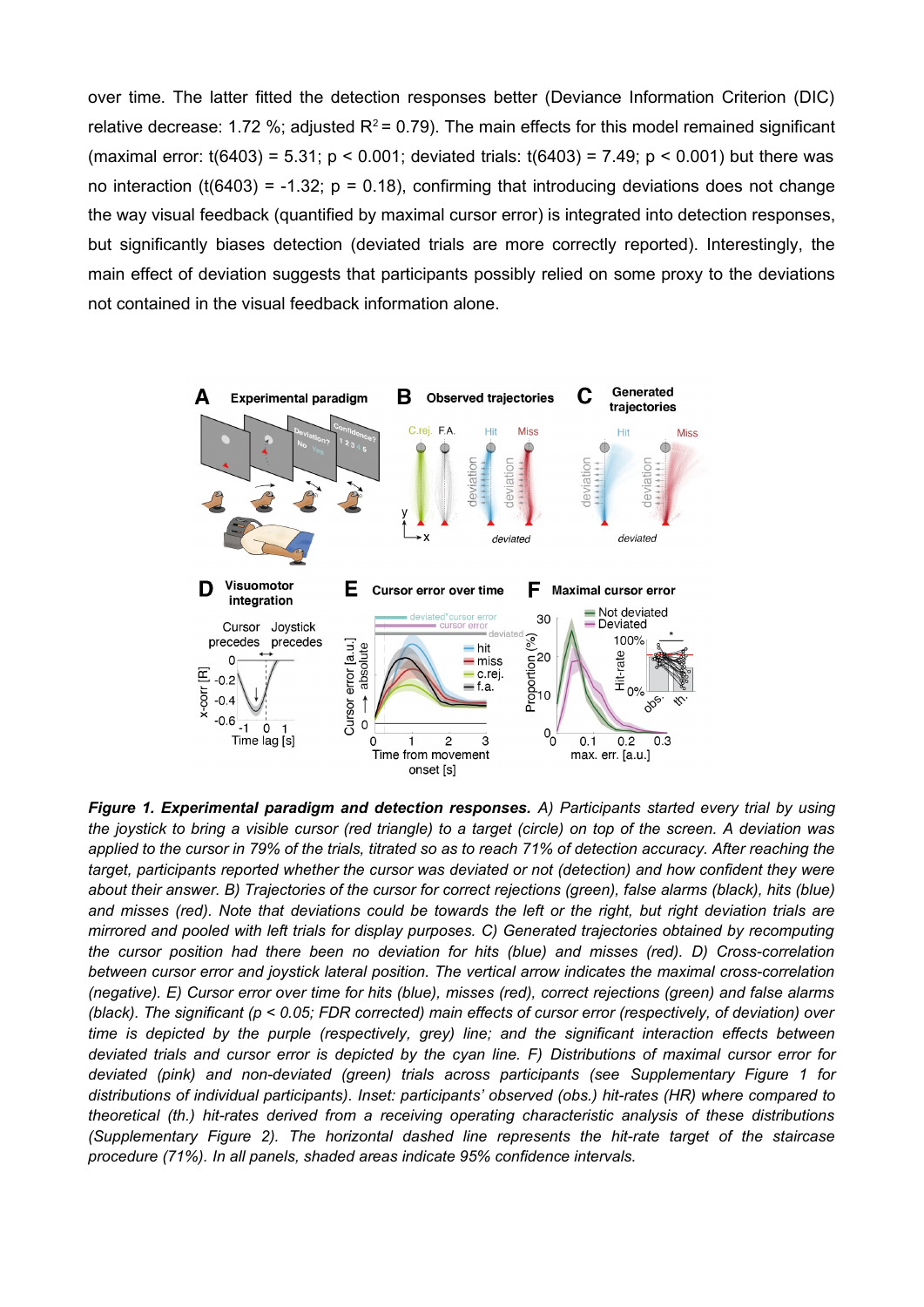over time. The latter fitted the detection responses better (Deviance Information Criterion (DIC) relative decrease: 1.72 %; adjusted $R^2 = 0.79$). The main effects for this model remained significant (maximal error: $t(6403) = 5.31$; $p < 0.001$; deviated trials: $t(6403) = 7.49$; $p < 0.001$) but there was no interaction ($t(6403) = -1.32$; $p = 0.18$), confirming that introducing deviations does not change the way visual feedback (quantified by maximal cursor error) is integrated into detection responses, but significantly biases detection (deviated trials are more correctly reported). Interestingly, the main effect of deviation suggests that participants possibly relied on some proxy to the deviations not contained in the visual feedback information alone.

***Figure 1. Experimental paradigm and detection responses.*** *A) Participants started every trial by using the joystick to bring a visible cursor (red triangle) to a target (circle) on top of the screen. A deviation was applied to the cursor in 79% of the trials, titrated so as to reach 71% of detection accuracy. After reaching the target, participants reported whether the cursor was deviated or not (detection) and how confident they were about their answer. B) Trajectories of the cursor for correct rejections (green), false alarms (black), hits (blue) and misses (red). Note that deviations could be towards the left or the right, but right deviation trials are mirrored and pooled with left trials for display purposes. C) Generated trajectories obtained by recomputing the cursor position had there been no deviation for hits (blue) and misses (red). D) Cross-correlation between cursor error and joystick lateral position. The vertical arrow indicates the maximal cross-correlation (negative). E) Cursor error over time for hits (blue), misses (red), correct rejections (green) and false alarms (black). The significant ($p < 0.05$; FDR corrected) main effects of cursor error (respectively, of deviation) over time is depicted by the purple (respectively, grey) line; and the significant interaction effects between deviated trials and cursor error is depicted by the cyan line. F) Distributions of maximal cursor error for deviated (pink) and non-deviated (green) trials across participants (see Supplementary Figure 1 for distributions of individual participants). Inset: participants' observed (obs.) hit-rates (HR) where compared to theoretical (th.) hit-rates derived from a receiving operating characteristic analysis of these distributions (Supplementary Figure 2). The horizontal dashed line represents the hit-rate target of the staircase procedure (71%). In all panels, shaded areas indicate 95% confidence intervals.*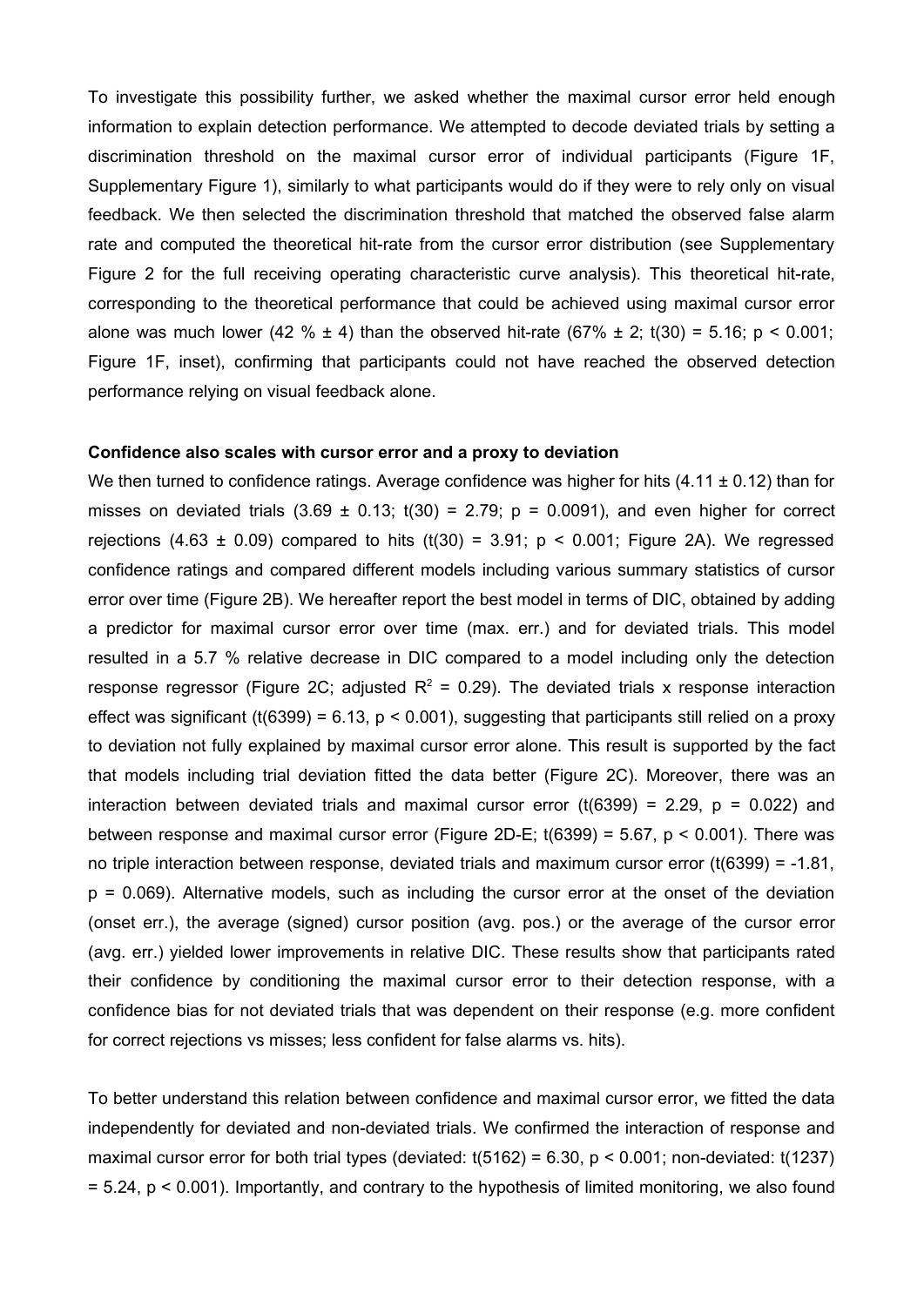To investigate this possibility further, we asked whether the maximal cursor error held enough information to explain detection performance. We attempted to decode deviated trials by setting a discrimination threshold on the maximal cursor error of individual participants (Figure 1F, Supplementary Figure 1), similarly to what participants would do if they were to rely only on visual feedback. We then selected the discrimination threshold that matched the observed false alarm rate and computed the theoretical hit-rate from the cursor error distribution (see Supplementary Figure 2 for the full receiving operating characteristic curve analysis). This theoretical hit-rate, corresponding to the theoretical performance that could be achieved using maximal cursor error alone was much lower (42 % ± 4) than the observed hit-rate (67% ± 2; $t(30) = 5.16$; $p < 0.001$; Figure 1F, inset), confirming that participants could not have reached the observed detection performance relying on visual feedback alone.

**Confidence also scales with cursor error and a proxy to deviation**

We then turned to confidence ratings. Average confidence was higher for hits (4.11 ± 0.12) than for misses on deviated trials (3.69 ± 0.13; $t(30) = 2.79$; $p = 0.0091$), and even higher for correct rejections (4.63 ± 0.09) compared to hits ($t(30) = 3.91$; $p < 0.001$; Figure 2A). We regressed confidence ratings and compared different models including various summary statistics of cursor error over time (Figure 2B). We hereafter report the best model in terms of DIC, obtained by adding a predictor for maximal cursor error over time (max. err.) and for deviated trials. This model resulted in a 5.7 % relative decrease in DIC compared to a model including only the detection response regressor (Figure 2C; adjusted $R^2 = 0.29$). The deviated trials x response interaction effect was significant ($t(6399) = 6.13$, $p < 0.001$), suggesting that participants still relied on a proxy to deviation not fully explained by maximal cursor error alone. This result is supported by the fact that models including trial deviation fitted the data better (Figure 2C). Moreover, there was an interaction between deviated trials and maximal cursor error ($t(6399) = 2.29$, $p = 0.022$) and between response and maximal cursor error (Figure 2D-E; $t(6399) = 5.67$, $p < 0.001$). There was no triple interaction between response, deviated trials and maximum cursor error ($t(6399) = -1.81$, $p = 0.069$). Alternative models, such as including the cursor error at the onset of the deviation (onset err.), the average (signed) cursor position (avg. pos.) or the average of the cursor error (avg. err.) yielded lower improvements in relative DIC. These results show that participants rated their confidence by conditioning the maximal cursor error to their detection response, with a confidence bias for not deviated trials that was dependent on their response (e.g. more confident for correct rejections vs misses; less confident for false alarms vs. hits).

To better understand this relation between confidence and maximal cursor error, we fitted the data independently for deviated and non-deviated trials. We confirmed the interaction of response and maximal cursor error for both trial types (deviated: $t(5162) = 6.30$, $p < 0.001$; non-deviated: $t(1237) = 5.24$, $p < 0.001$). Importantly, and contrary to the hypothesis of limited monitoring, we also found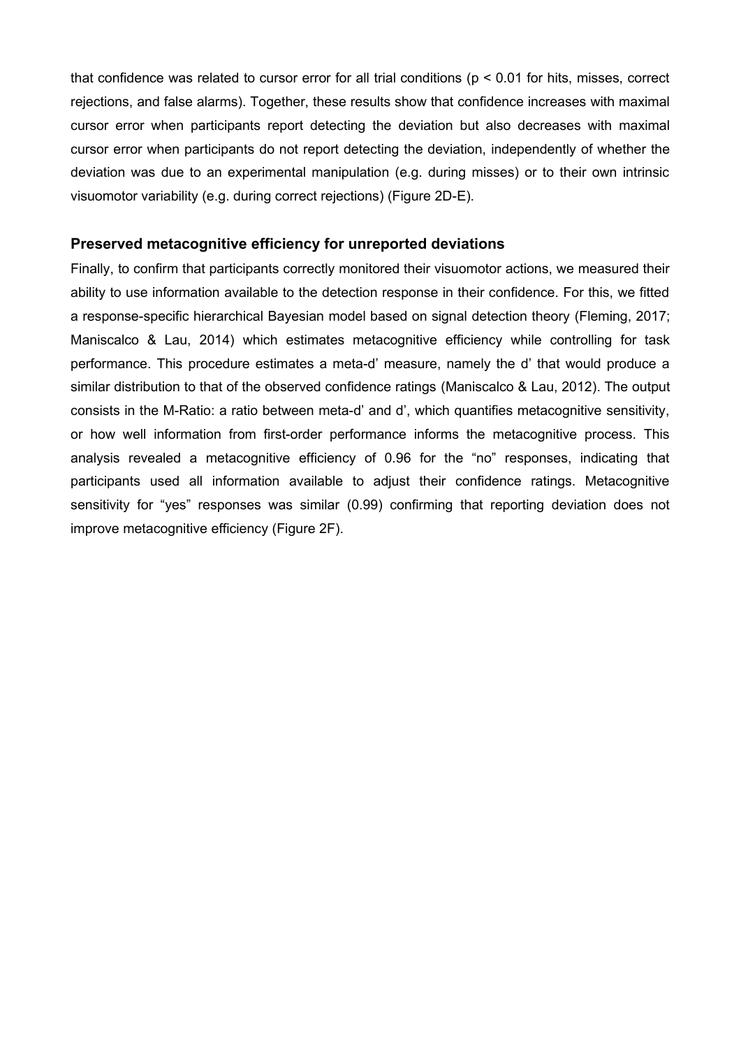that confidence was related to cursor error for all trial conditions ($p < 0.01$ for hits, misses, correct rejections, and false alarms). Together, these results show that confidence increases with maximal cursor error when participants report detecting the deviation but also decreases with maximal cursor error when participants do not report detecting the deviation, independently of whether the deviation was due to an experimental manipulation (e.g. during misses) or to their own intrinsic visuomotor variability (e.g. during correct rejections) (Figure 2D-E).

## Preserved metacognitive efficiency for unreported deviations

Finally, to confirm that participants correctly monitored their visuomotor actions, we measured their ability to use information available to the detection response in their confidence. For this, we fitted a response-specific hierarchical Bayesian model based on signal detection theory (Fleming, 2017; Maniscalco & Lau, 2014) which estimates metacognitive efficiency while controlling for task performance. This procedure estimates a meta-d' measure, namely the d' that would produce a similar distribution to that of the observed confidence ratings (Maniscalco & Lau, 2012). The output consists in the M-Ratio: a ratio between meta-d' and d', which quantifies metacognitive sensitivity, or how well information from first-order performance informs the metacognitive process. This analysis revealed a metacognitive efficiency of 0.96 for the "no" responses, indicating that participants used all information available to adjust their confidence ratings. Metacognitive sensitivity for "yes" responses was similar (0.99) confirming that reporting deviation does not improve metacognitive efficiency (Figure 2F).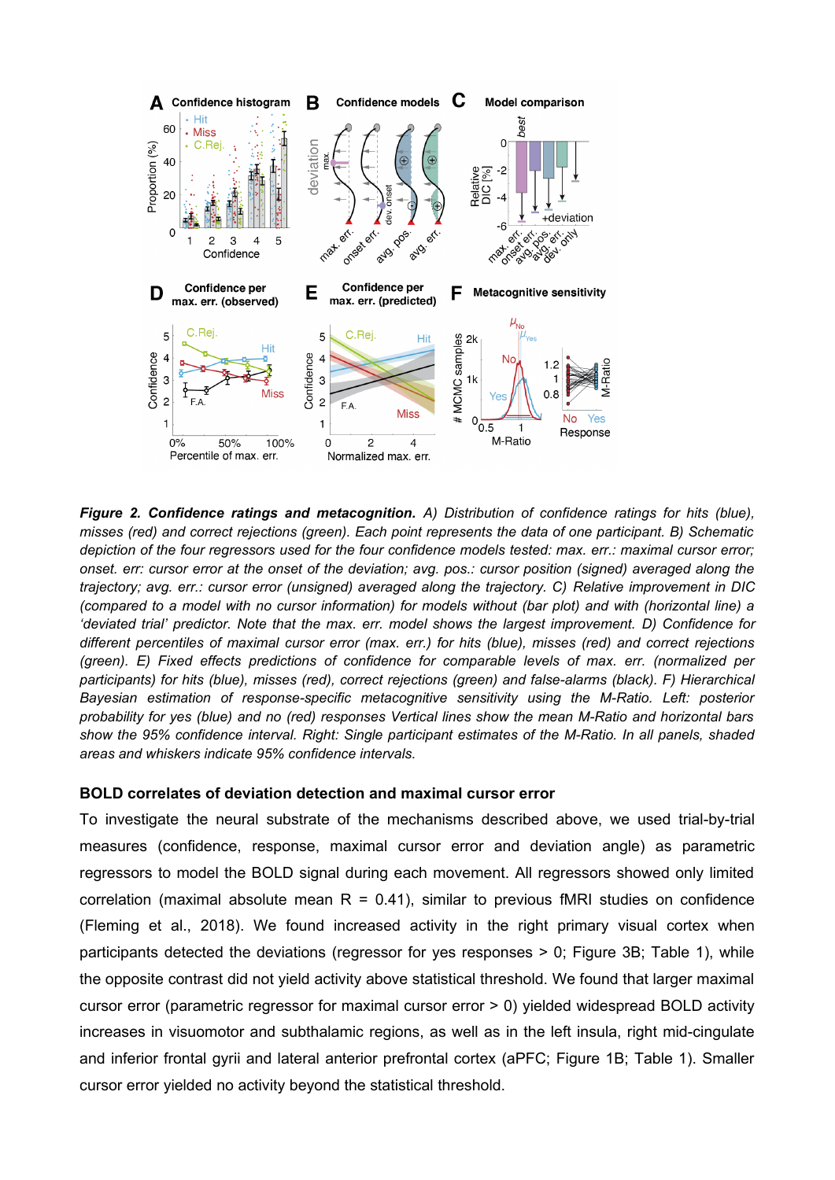***Figure 2. Confidence ratings and metacognition.*** *A) Distribution of confidence ratings for hits (blue), misses (red) and correct rejections (green). Each point represents the data of one participant. B) Schematic depiction of the four regressors used for the four confidence models tested: max. err.: maximal cursor error; onset. err: cursor error at the onset of the deviation; avg. pos.: cursor position (signed) averaged along the trajectory; avg. err.: cursor error (unsigned) averaged along the trajectory. C) Relative improvement in DIC (compared to a model with no cursor information) for models without (bar plot) and with (horizontal line) a 'deviated trial' predictor. Note that the max. err. model shows the largest improvement. D) Confidence for different percentiles of maximal cursor error (max. err.) for hits (blue), misses (red) and correct rejections (green). E) Fixed effects predictions of confidence for comparable levels of max. err. (normalized per participants) for hits (blue), misses (red), correct rejections (green) and false-alarms (black). F) Hierarchical Bayesian estimation of response-specific metacognitive sensitivity using the M-Ratio. Left: posterior probability for yes (blue) and no (red) responses Vertical lines show the mean M-Ratio and horizontal bars show the 95% confidence interval. Right: Single participant estimates of the M-Ratio. In all panels, shaded areas and whiskers indicate 95% confidence intervals.*

### BOLD correlates of deviation detection and maximal cursor error

To investigate the neural substrate of the mechanisms described above, we used trial-by-trial measures (confidence, response, maximal cursor error and deviation angle) as parametric regressors to model the BOLD signal during each movement. All regressors showed only limited correlation (maximal absolute mean R = 0.41), similar to previous fMRI studies on confidence (Fleming et al., 2018). We found increased activity in the right primary visual cortex when participants detected the deviations (regressor for yes responses > 0; Figure 3B; Table 1), while the opposite contrast did not yield activity above statistical threshold. We found that larger maximal cursor error (parametric regressor for maximal cursor error > 0) yielded widespread BOLD activity increases in visuomotor and subthalamic regions, as well as in the left insula, right mid-cingulate and inferior frontal gyrii and lateral anterior prefrontal cortex (aPFC; Figure 1B; Table 1). Smaller cursor error yielded no activity beyond the statistical threshold.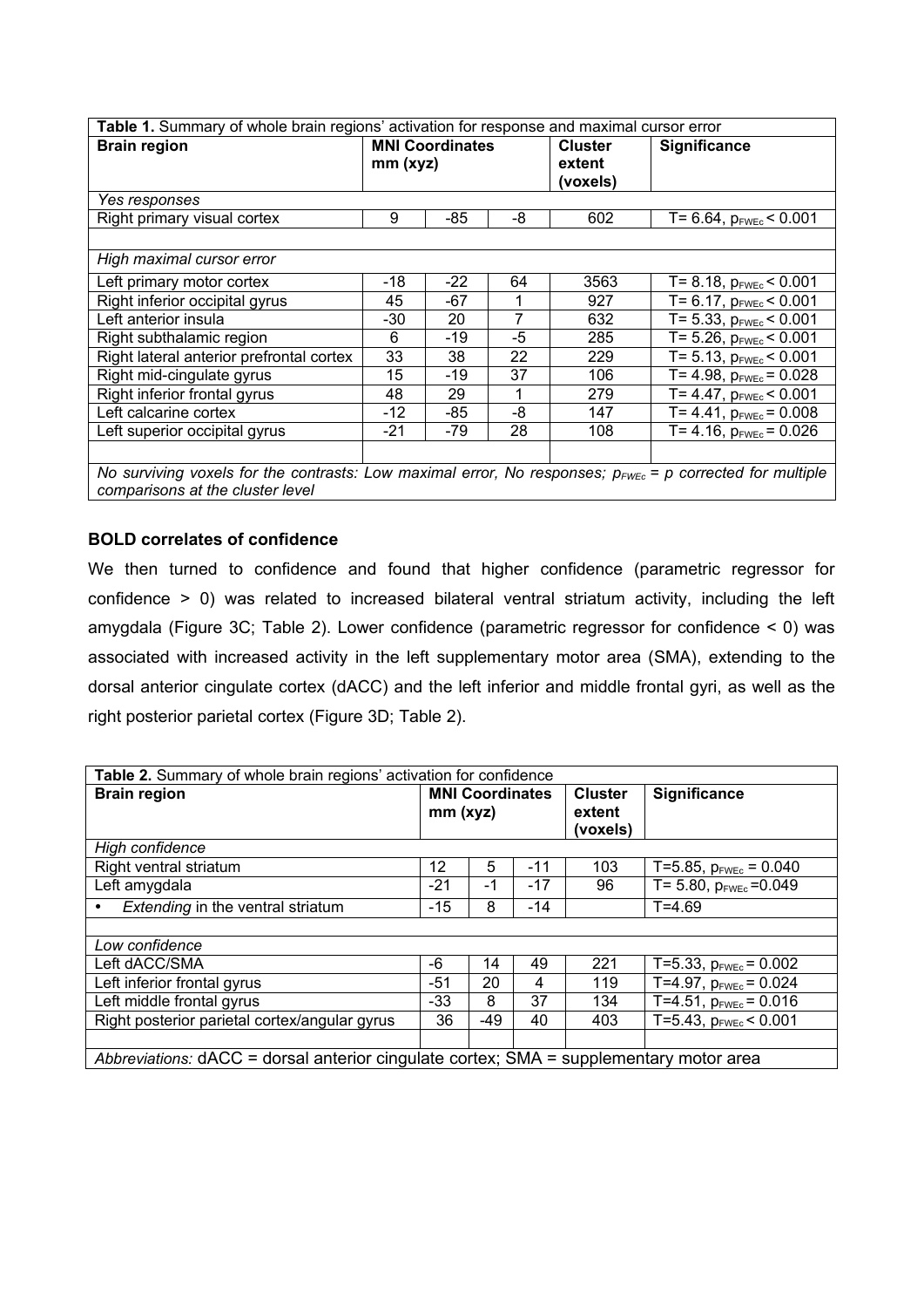| **Table 1.** Summary of whole brain regions' activation for response and maximal cursor error | | | | | |
|---|---|---|---|---|---|
| **Brain region** | **MNI Coordinates mm (xyz)** | | | **Cluster extent (voxels)** | **Significance** |
| *Yes responses* | | | | | |
| Right primary visual cortex | 9 | -85 | -8 | 602 | T= 6.64, $p_{FWEc} < 0.001$ |
| | | | | | |
| *High maximal cursor error* | | | | | |
| Left primary motor cortex | -18 | -22 | 64 | 3563 | T= 8.18, $p_{FWEc} < 0.001$ |
| Right inferior occipital gyrus | 45 | -67 | 1 | 927 | T= 6.17, $p_{FWEc} < 0.001$ |
| Left anterior insula | -30 | 20 | 7 | 632 | T= 5.33, $p_{FWEc} < 0.001$ |
| Right subthalamic region | 6 | -19 | -5 | 285 | T= 5.26, $p_{FWEc} < 0.001$ |
| Right lateral anterior prefrontal cortex | 33 | 38 | 22 | 229 | T= 5.13, $p_{FWEc} < 0.001$ |
| Right mid-cingulate gyrus | 15 | -19 | 37 | 106 | T= 4.98, $p_{FWEc} = 0.028$ |
| Right inferior frontal gyrus | 48 | 29 | 1 | 279 | T= 4.47, $p_{FWEc} < 0.001$ |
| Left calcarine cortex | -12 | -85 | -8 | 147 | T= 4.41, $p_{FWEc} = 0.008$ |
| Left superior occipital gyrus | -21 | -79 | 28 | 108 | T= 4.16, $p_{FWEc} = 0.026$ |
| | | | | | |
| *No surviving voxels for the contrasts: Low maximal error, No responses; $p_{FWEc}$ = p corrected for multiple comparisons at the cluster level* | | | | | |

## BOLD correlates of confidence

We then turned to confidence and found that higher confidence (parametric regressor for confidence > 0) was related to increased bilateral ventral striatum activity, including the left amygdala (Figure 3C; Table 2). Lower confidence (parametric regressor for confidence < 0) was associated with increased activity in the left supplementary motor area (SMA), extending to the dorsal anterior cingulate cortex (dACC) and the left inferior and middle frontal gyri, as well as the right posterior parietal cortex (Figure 3D; Table 2).

| **Table 2.** Summary of whole brain regions' activation for confidence | | | | | |
|---|---|---|---|---|---|
| **Brain region** | **MNI Coordinates mm (xyz)** | | | **Cluster extent (voxels)** | **Significance** |
| *High confidence* | | | | | |
| Right ventral striatum | 12 | 5 | -11 | 103 | T=5.85, $p_{FWEc} = 0.040$ |
| Left amygdala | -21 | -1 | -17 | 96 | T= 5.80, $p_{FWEc} = 0.049$ |
| • *Extending* in the ventral striatum | -15 | 8 | -14 | | T=4.69 |
| | | | | | |
| *Low confidence* | | | | | |
| Left dACC/SMA | -6 | 14 | 49 | 221 | T=5.33, $p_{FWEc} = 0.002$ |
| Left inferior frontal gyrus | -51 | 20 | 4 | 119 | T=4.97, $p_{FWEc} = 0.024$ |
| Left middle frontal gyrus | -33 | 8 | 37 | 134 | T=4.51, $p_{FWEc} = 0.016$ |
| Right posterior parietal cortex/angular gyrus | 36 | -49 | 40 | 403 | T=5.43, $p_{FWEc} < 0.001$ |
| | | | | | |
| *Abbreviations:* dACC = dorsal anterior cingulate cortex; SMA = supplementary motor area | | | | | |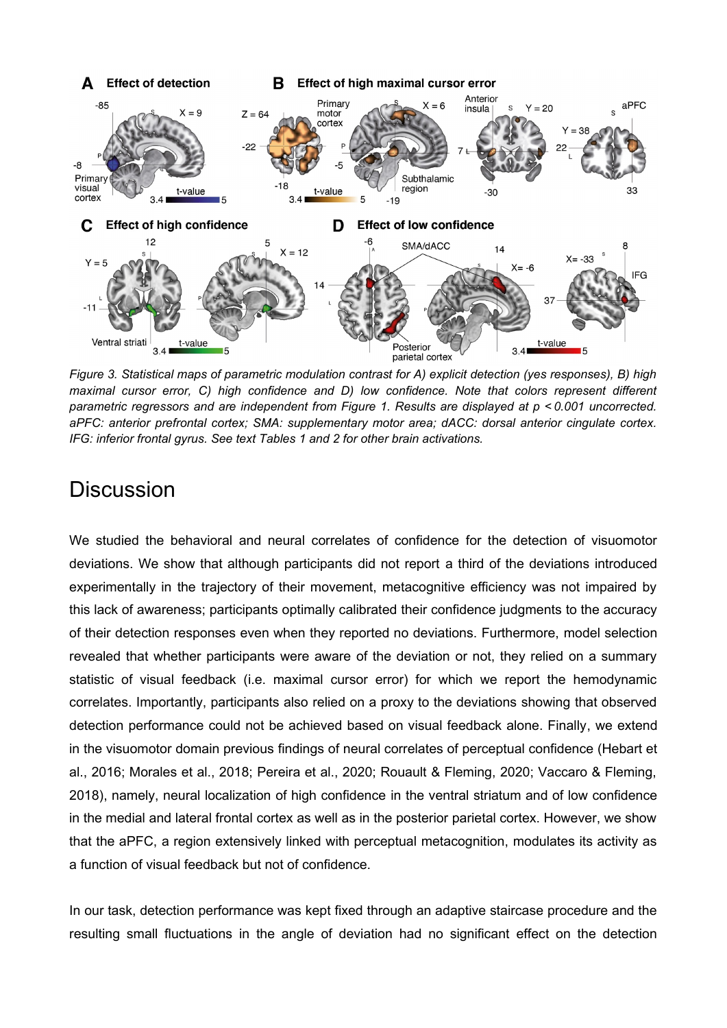Figure 3. Statistical maps of parametric modulation contrast for A) explicit detection (yes responses), B) high maximal cursor error, C) high confidence and D) low confidence. Note that colors represent different parametric regressors and are independent from Figure 1. Results are displayed at p < 0.001 uncorrected. aPFC: anterior prefrontal cortex; SMA: supplementary motor area; dACC: dorsal anterior cingulate cortex. IFG: inferior frontal gyrus. See text Tables 1 and 2 for other brain activations.

# Discussion

We studied the behavioral and neural correlates of confidence for the detection of visuomotor deviations. We show that although participants did not report a third of the deviations introduced experimentally in the trajectory of their movement, metacognitive efficiency was not impaired by this lack of awareness; participants optimally calibrated their confidence judgments to the accuracy of their detection responses even when they reported no deviations. Furthermore, model selection revealed that whether participants were aware of the deviation or not, they relied on a summary statistic of visual feedback (i.e. maximal cursor error) for which we report the hemodynamic correlates. Importantly, participants also relied on a proxy to the deviations showing that observed detection performance could not be achieved based on visual feedback alone. Finally, we extend in the visuomotor domain previous findings of neural correlates of perceptual confidence (Hebart et al., 2016; Morales et al., 2018; Pereira et al., 2020; Rouault & Fleming, 2020; Vaccaro & Fleming, 2018), namely, neural localization of high confidence in the ventral striatum and of low confidence in the medial and lateral frontal cortex as well as in the posterior parietal cortex. However, we show that the aPFC, a region extensively linked with perceptual metacognition, modulates its activity as a function of visual feedback but not of confidence.

In our task, detection performance was kept fixed through an adaptive staircase procedure and the resulting small fluctuations in the angle of deviation had no significant effect on the detection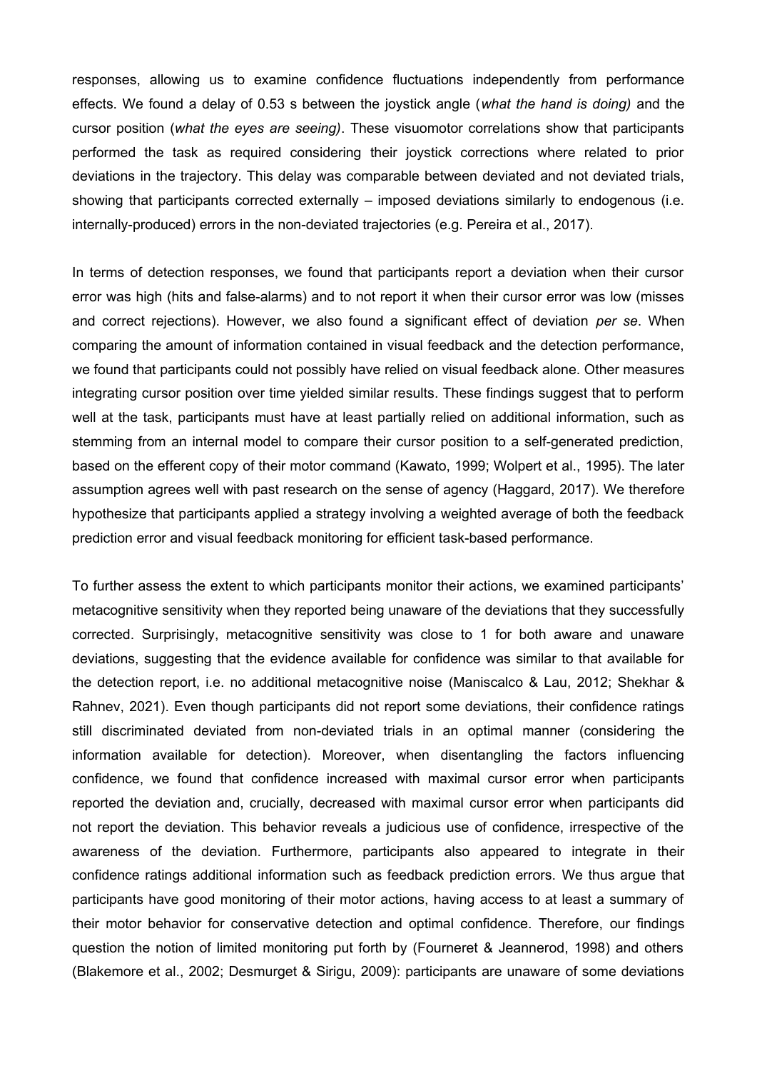responses, allowing us to examine confidence fluctuations independently from performance effects. We found a delay of 0.53 s between the joystick angle (*what the hand is doing)* and the cursor position (*what the eyes are seeing)*. These visuomotor correlations show that participants performed the task as required considering their joystick corrections where related to prior deviations in the trajectory. This delay was comparable between deviated and not deviated trials, showing that participants corrected externally – imposed deviations similarly to endogenous (i.e. internally-produced) errors in the non-deviated trajectories (e.g. Pereira et al., 2017).

In terms of detection responses, we found that participants report a deviation when their cursor error was high (hits and false-alarms) and to not report it when their cursor error was low (misses and correct rejections). However, we also found a significant effect of deviation *per se*. When comparing the amount of information contained in visual feedback and the detection performance, we found that participants could not possibly have relied on visual feedback alone. Other measures integrating cursor position over time yielded similar results. These findings suggest that to perform well at the task, participants must have at least partially relied on additional information, such as stemming from an internal model to compare their cursor position to a self-generated prediction, based on the efferent copy of their motor command (Kawato, 1999; Wolpert et al., 1995). The later assumption agrees well with past research on the sense of agency (Haggard, 2017). We therefore hypothesize that participants applied a strategy involving a weighted average of both the feedback prediction error and visual feedback monitoring for efficient task-based performance.

To further assess the extent to which participants monitor their actions, we examined participants' metacognitive sensitivity when they reported being unaware of the deviations that they successfully corrected. Surprisingly, metacognitive sensitivity was close to 1 for both aware and unaware deviations, suggesting that the evidence available for confidence was similar to that available for the detection report, i.e. no additional metacognitive noise (Maniscalco & Lau, 2012; Shekhar & Rahnev, 2021). Even though participants did not report some deviations, their confidence ratings still discriminated deviated from non-deviated trials in an optimal manner (considering the information available for detection). Moreover, when disentangling the factors influencing confidence, we found that confidence increased with maximal cursor error when participants reported the deviation and, crucially, decreased with maximal cursor error when participants did not report the deviation. This behavior reveals a judicious use of confidence, irrespective of the awareness of the deviation. Furthermore, participants also appeared to integrate in their confidence ratings additional information such as feedback prediction errors. We thus argue that participants have good monitoring of their motor actions, having access to at least a summary of their motor behavior for conservative detection and optimal confidence. Therefore, our findings question the notion of limited monitoring put forth by (Fourneret & Jeannerod, 1998) and others (Blakemore et al., 2002; Desmurget & Sirigu, 2009): participants are unaware of some deviations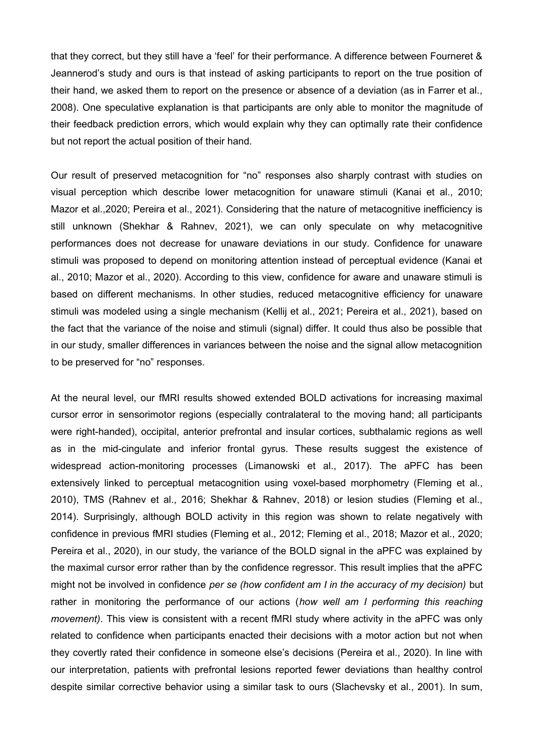that they correct, but they still have a 'feel' for their performance. A difference between Fourneret & Jeannerod's study and ours is that instead of asking participants to report on the true position of their hand, we asked them to report on the presence or absence of a deviation (as in Farrer et al., 2008). One speculative explanation is that participants are only able to monitor the magnitude of their feedback prediction errors, which would explain why they can optimally rate their confidence but not report the actual position of their hand.

Our result of preserved metacognition for "no" responses also sharply contrast with studies on visual perception which describe lower metacognition for unaware stimuli (Kanai et al., 2010; Mazor et al.,2020; Pereira et al., 2021). Considering that the nature of metacognitive inefficiency is still unknown (Shekhar & Rahnev, 2021), we can only speculate on why metacognitive performances does not decrease for unaware deviations in our study. Confidence for unaware stimuli was proposed to depend on monitoring attention instead of perceptual evidence (Kanai et al., 2010; Mazor et al., 2020). According to this view, confidence for aware and unaware stimuli is based on different mechanisms. In other studies, reduced metacognitive efficiency for unaware stimuli was modeled using a single mechanism (Kellij et al., 2021; Pereira et al., 2021), based on the fact that the variance of the noise and stimuli (signal) differ. It could thus also be possible that in our study, smaller differences in variances between the noise and the signal allow metacognition to be preserved for "no" responses.

At the neural level, our fMRI results showed extended BOLD activations for increasing maximal cursor error in sensorimotor regions (especially contralateral to the moving hand; all participants were right-handed), occipital, anterior prefrontal and insular cortices, subthalamic regions as well as in the mid-cingulate and inferior frontal gyrus. These results suggest the existence of widespread action-monitoring processes (Limanowski et al., 2017). The aPFC has been extensively linked to perceptual metacognition using voxel-based morphometry (Fleming et al., 2010), TMS (Rahnev et al., 2016; Shekhar & Rahnev, 2018) or lesion studies (Fleming et al., 2014). Surprisingly, although BOLD activity in this region was shown to relate negatively with confidence in previous fMRI studies (Fleming et al., 2012; Fleming et al., 2018; Mazor et al., 2020; Pereira et al., 2020), in our study, the variance of the BOLD signal in the aPFC was explained by the maximal cursor error rather than by the confidence regressor. This result implies that the aPFC might not be involved in confidence *per se (how confident am I in the accuracy of my decision)* but rather in monitoring the performance of our actions (*how well am I performing this reaching movement)*. This view is consistent with a recent fMRI study where activity in the aPFC was only related to confidence when participants enacted their decisions with a motor action but not when they covertly rated their confidence in someone else's decisions (Pereira et al., 2020). In line with our interpretation, patients with prefrontal lesions reported fewer deviations than healthy control despite similar corrective behavior using a similar task to ours (Slachevsky et al., 2001). In sum,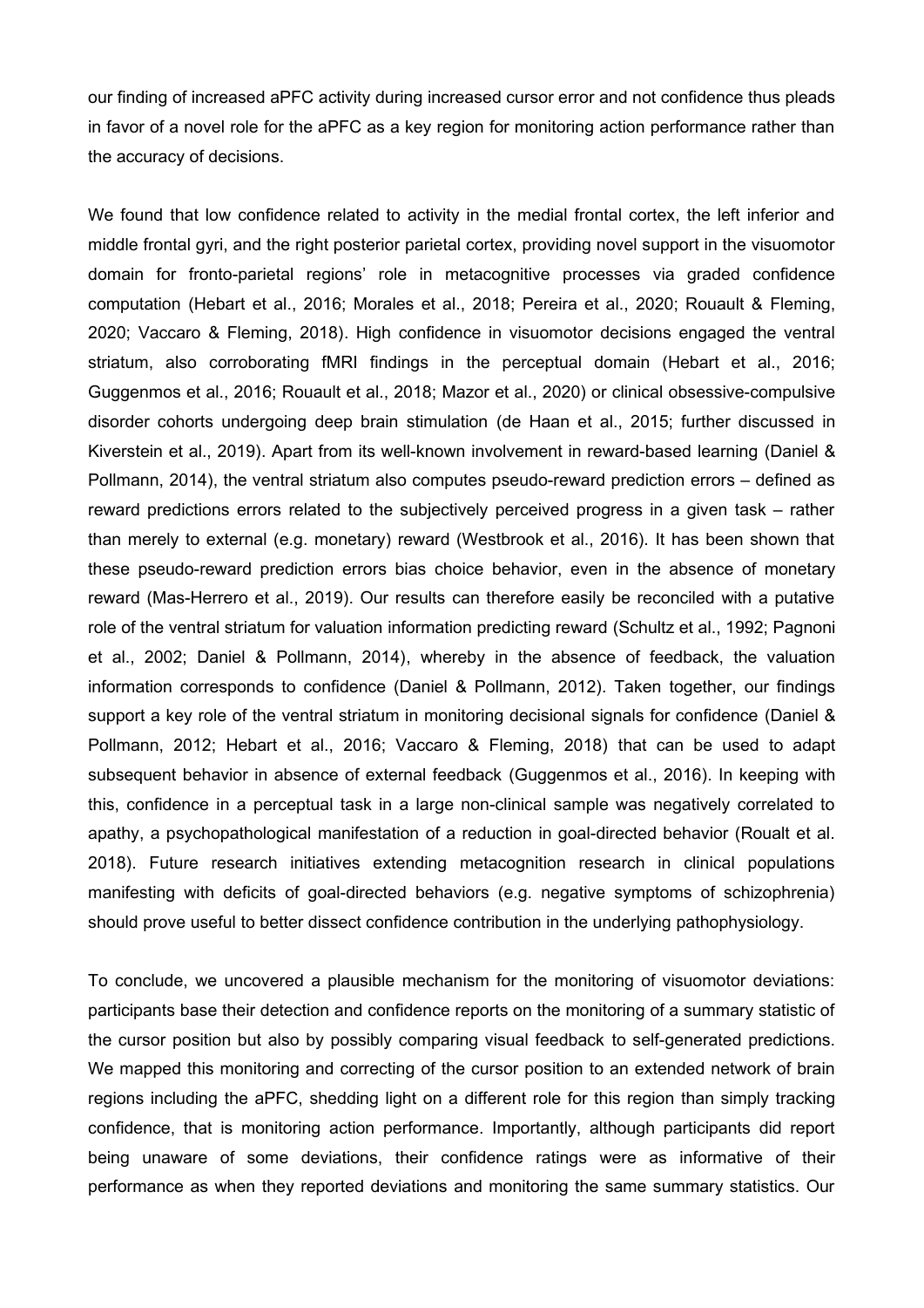our finding of increased aPFC activity during increased cursor error and not confidence thus pleads in favor of a novel role for the aPFC as a key region for monitoring action performance rather than the accuracy of decisions.

We found that low confidence related to activity in the medial frontal cortex, the left inferior and middle frontal gyri, and the right posterior parietal cortex, providing novel support in the visuomotor domain for fronto-parietal regions' role in metacognitive processes via graded confidence computation (Hebart et al., 2016; Morales et al., 2018; Pereira et al., 2020; Rouault & Fleming, 2020; Vaccaro & Fleming, 2018). High confidence in visuomotor decisions engaged the ventral striatum, also corroborating fMRI findings in the perceptual domain (Hebart et al., 2016; Guggenmos et al., 2016; Rouault et al., 2018; Mazor et al., 2020) or clinical obsessive-compulsive disorder cohorts undergoing deep brain stimulation (de Haan et al., 2015; further discussed in Kiverstein et al., 2019). Apart from its well-known involvement in reward-based learning (Daniel & Pollmann, 2014), the ventral striatum also computes pseudo-reward prediction errors – defined as reward predictions errors related to the subjectively perceived progress in a given task – rather than merely to external (e.g. monetary) reward (Westbrook et al., 2016). It has been shown that these pseudo-reward prediction errors bias choice behavior, even in the absence of monetary reward (Mas-Herrero et al., 2019). Our results can therefore easily be reconciled with a putative role of the ventral striatum for valuation information predicting reward (Schultz et al., 1992; Pagnoni et al., 2002; Daniel & Pollmann, 2014), whereby in the absence of feedback, the valuation information corresponds to confidence (Daniel & Pollmann, 2012). Taken together, our findings support a key role of the ventral striatum in monitoring decisional signals for confidence (Daniel & Pollmann, 2012; Hebart et al., 2016; Vaccaro & Fleming, 2018) that can be used to adapt subsequent behavior in absence of external feedback (Guggenmos et al., 2016). In keeping with this, confidence in a perceptual task in a large non-clinical sample was negatively correlated to apathy, a psychopathological manifestation of a reduction in goal-directed behavior (Roualt et al. 2018). Future research initiatives extending metacognition research in clinical populations manifesting with deficits of goal-directed behaviors (e.g. negative symptoms of schizophrenia) should prove useful to better dissect confidence contribution in the underlying pathophysiology.

To conclude, we uncovered a plausible mechanism for the monitoring of visuomotor deviations: participants base their detection and confidence reports on the monitoring of a summary statistic of the cursor position but also by possibly comparing visual feedback to self-generated predictions. We mapped this monitoring and correcting of the cursor position to an extended network of brain regions including the aPFC, shedding light on a different role for this region than simply tracking confidence, that is monitoring action performance. Importantly, although participants did report being unaware of some deviations, their confidence ratings were as informative of their performance as when they reported deviations and monitoring the same summary statistics. Our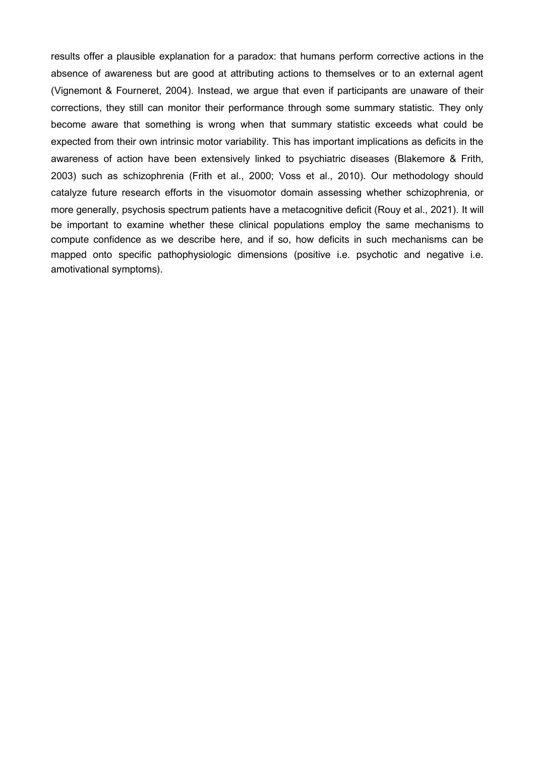results offer a plausible explanation for a paradox: that humans perform corrective actions in the absence of awareness but are good at attributing actions to themselves or to an external agent (Vignemont & Fourneret, 2004). Instead, we argue that even if participants are unaware of their corrections, they still can monitor their performance through some summary statistic. They only become aware that something is wrong when that summary statistic exceeds what could be expected from their own intrinsic motor variability. This has important implications as deficits in the awareness of action have been extensively linked to psychiatric diseases (Blakemore & Frith, 2003) such as schizophrenia (Frith et al., 2000; Voss et al., 2010). Our methodology should catalyze future research efforts in the visuomotor domain assessing whether schizophrenia, or more generally, psychosis spectrum patients have a metacognitive deficit (Rouy et al., 2021). It will be important to examine whether these clinical populations employ the same mechanisms to compute confidence as we describe here, and if so, how deficits in such mechanisms can be mapped onto specific pathophysiologic dimensions (positive i.e. psychotic and negative i.e. amotivational symptoms).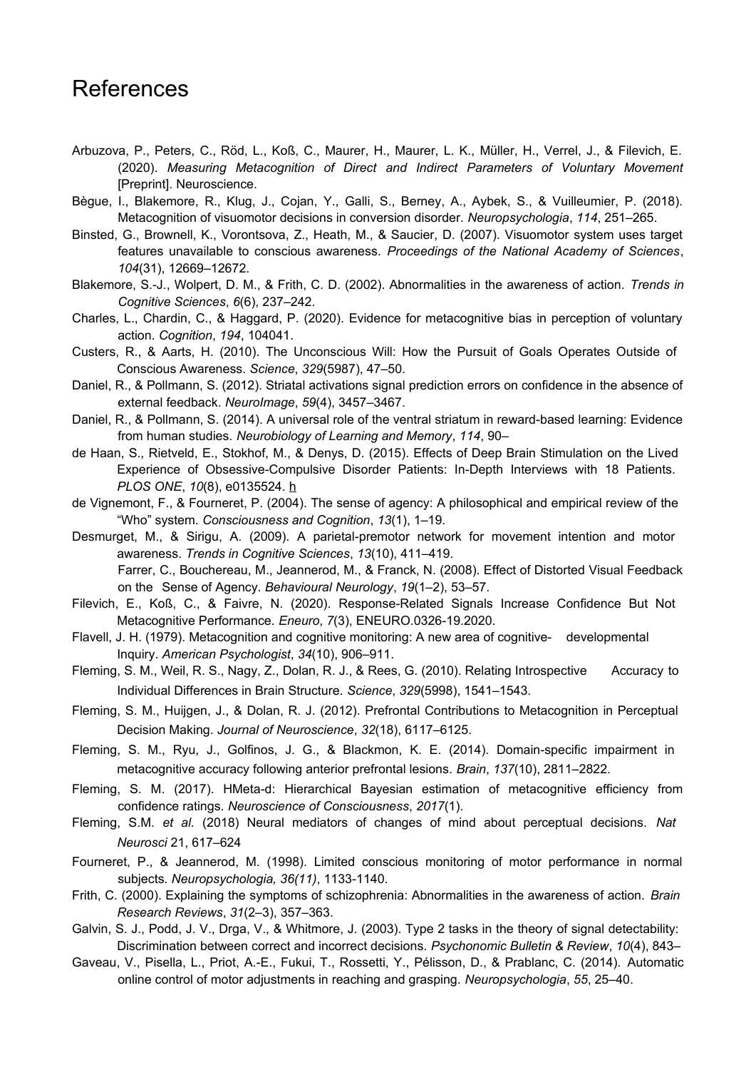# References

Arbuzova, P., Peters, C., Röd, L., Koß, C., Maurer, H., Maurer, L. K., Müller, H., Verrel, J., & Filevich, E. (2020). *Measuring Metacognition of Direct and Indirect Parameters of Voluntary Movement* [Preprint]. Neuroscience.

Bègue, I., Blakemore, R., Klug, J., Cojan, Y., Galli, S., Berney, A., Aybek, S., & Vuilleumier, P. (2018). Metacognition of visuomotor decisions in conversion disorder. *Neuropsychologia*, *114*, 251–265.

Binsted, G., Brownell, K., Vorontsova, Z., Heath, M., & Saucier, D. (2007). Visuomotor system uses target features unavailable to conscious awareness. *Proceedings of the National Academy of Sciences*, *104*(31), 12669–12672.

Blakemore, S.-J., Wolpert, D. M., & Frith, C. D. (2002). Abnormalities in the awareness of action. *Trends in Cognitive Sciences*, *6*(6), 237–242.

Charles, L., Chardin, C., & Haggard, P. (2020). Evidence for metacognitive bias in perception of voluntary action. *Cognition*, *194*, 104041.

Custers, R., & Aarts, H. (2010). The Unconscious Will: How the Pursuit of Goals Operates Outside of Conscious Awareness. *Science*, *329*(5987), 47–50.

Daniel, R., & Pollmann, S. (2012). Striatal activations signal prediction errors on confidence in the absence of external feedback. *NeuroImage*, *59*(4), 3457–3467.

Daniel, R., & Pollmann, S. (2014). A universal role of the ventral striatum in reward-based learning: Evidence from human studies. *Neurobiology of Learning and Memory*, *114*, 90–

de Haan, S., Rietveld, E., Stokhof, M., & Denys, D. (2015). Effects of Deep Brain Stimulation on the Lived Experience of Obsessive-Compulsive Disorder Patients: In-Depth Interviews with 18 Patients. *PLOS ONE*, *10*(8), e0135524. h

de Vignemont, F., & Fourneret, P. (2004). The sense of agency: A philosophical and empirical review of the "Who" system. *Consciousness and Cognition*, *13*(1), 1–19.

Desmurget, M., & Sirigu, A. (2009). A parietal-premotor network for movement intention and motor awareness. *Trends in Cognitive Sciences*, *13*(10), 411–419.

Farrer, C., Bouchereau, M., Jeannerod, M., & Franck, N. (2008). Effect of Distorted Visual Feedback on the Sense of Agency. *Behavioural Neurology*, *19*(1–2), 53–57.

Filevich, E., Koß, C., & Faivre, N. (2020). Response-Related Signals Increase Confidence But Not Metacognitive Performance. *Eneuro*, *7*(3), ENEURO.0326-19.2020.

Flavell, J. H. (1979). Metacognition and cognitive monitoring: A new area of cognitive- developmental Inquiry. *American Psychologist*, *34*(10), 906–911.

Fleming, S. M., Weil, R. S., Nagy, Z., Dolan, R. J., & Rees, G. (2010). Relating Introspective Accuracy to Individual Differences in Brain Structure. *Science*, *329*(5998), 1541–1543.

Fleming, S. M., Huijgen, J., & Dolan, R. J. (2012). Prefrontal Contributions to Metacognition in Perceptual Decision Making. *Journal of Neuroscience*, *32*(18), 6117–6125.

Fleming, S. M., Ryu, J., Golfinos, J. G., & Blackmon, K. E. (2014). Domain-specific impairment in metacognitive accuracy following anterior prefrontal lesions. *Brain*, *137*(10), 2811–2822.

Fleming, S. M. (2017). HMeta-d: Hierarchical Bayesian estimation of metacognitive efficiency from confidence ratings. *Neuroscience of Consciousness*, *2017*(1).

Fleming, S.M. *et al.* (2018) Neural mediators of changes of mind about perceptual decisions. *Nat Neurosci* 21, 617–624

Fourneret, P., & Jeannerod, M. (1998). Limited conscious monitoring of motor performance in normal subjects. *Neuropsychologia, 36(11)*, 1133-1140.

Frith, C. (2000). Explaining the symptoms of schizophrenia: Abnormalities in the awareness of action. *Brain Research Reviews*, *31*(2–3), 357–363.

Galvin, S. J., Podd, J. V., Drga, V., & Whitmore, J. (2003). Type 2 tasks in the theory of signal detectability: Discrimination between correct and incorrect decisions. *Psychonomic Bulletin & Review*, *10*(4), 843–

Gaveau, V., Pisella, L., Priot, A.-E., Fukui, T., Rossetti, Y., Pélisson, D., & Prablanc, C. (2014). Automatic online control of motor adjustments in reaching and grasping. *Neuropsychologia*, *55*, 25–40.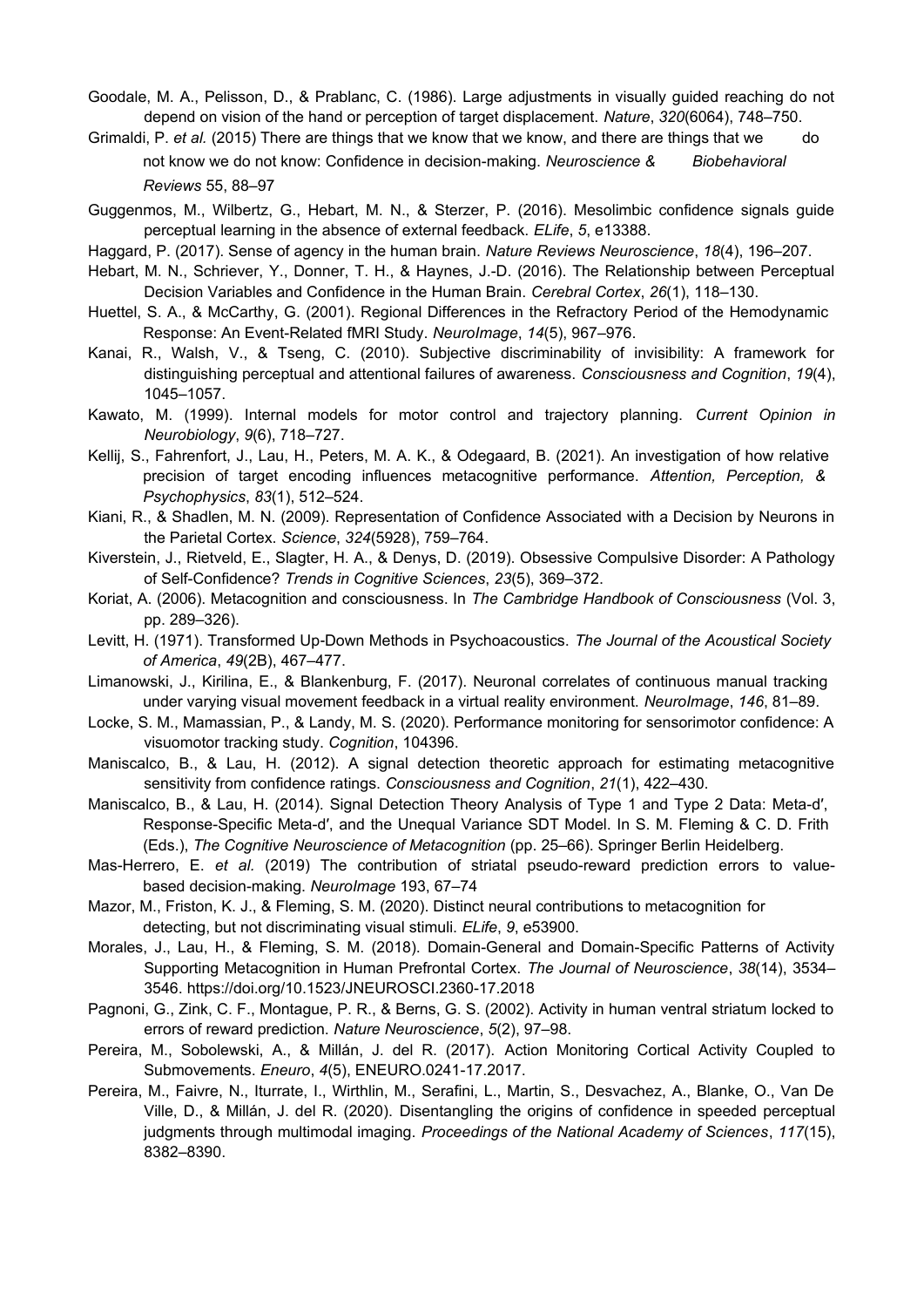Goodale, M. A., Pelisson, D., & Prablanc, C. (1986). Large adjustments in visually guided reaching do not depend on vision of the hand or perception of target displacement. *Nature*, *320*(6064), 748–750.

Grimaldi, P. *et al.* (2015) There are things that we know that we know, and there are things that we do not know we do not know: Confidence in decision-making. *Neuroscience & Biobehavioral Reviews* 55, 88–97

Guggenmos, M., Wilbertz, G., Hebart, M. N., & Sterzer, P. (2016). Mesolimbic confidence signals guide perceptual learning in the absence of external feedback. *ELife*, *5*, e13388.

Haggard, P. (2017). Sense of agency in the human brain. *Nature Reviews Neuroscience*, *18*(4), 196–207.

Hebart, M. N., Schriever, Y., Donner, T. H., & Haynes, J.-D. (2016). The Relationship between Perceptual Decision Variables and Confidence in the Human Brain. *Cerebral Cortex*, *26*(1), 118–130.

Huettel, S. A., & McCarthy, G. (2001). Regional Differences in the Refractory Period of the Hemodynamic Response: An Event-Related fMRI Study. *NeuroImage*, *14*(5), 967–976.

Kanai, R., Walsh, V., & Tseng, C. (2010). Subjective discriminability of invisibility: A framework for distinguishing perceptual and attentional failures of awareness. *Consciousness and Cognition*, *19*(4), 1045–1057.

Kawato, M. (1999). Internal models for motor control and trajectory planning. *Current Opinion in Neurobiology*, *9*(6), 718–727.

Kellij, S., Fahrenfort, J., Lau, H., Peters, M. A. K., & Odegaard, B. (2021). An investigation of how relative precision of target encoding influences metacognitive performance. *Attention, Perception, & Psychophysics*, *83*(1), 512–524.

Kiani, R., & Shadlen, M. N. (2009). Representation of Confidence Associated with a Decision by Neurons in the Parietal Cortex. *Science*, *324*(5928), 759–764.

Kiverstein, J., Rietveld, E., Slagter, H. A., & Denys, D. (2019). Obsessive Compulsive Disorder: A Pathology of Self-Confidence? *Trends in Cognitive Sciences*, *23*(5), 369–372.

Koriat, A. (2006). Metacognition and consciousness. In *The Cambridge Handbook of Consciousness* (Vol. 3, pp. 289–326).

Levitt, H. (1971). Transformed Up-Down Methods in Psychoacoustics. *The Journal of the Acoustical Society of America*, *49*(2B), 467–477.

Limanowski, J., Kirilina, E., & Blankenburg, F. (2017). Neuronal correlates of continuous manual tracking under varying visual movement feedback in a virtual reality environment. *NeuroImage*, *146*, 81–89.

Locke, S. M., Mamassian, P., & Landy, M. S. (2020). Performance monitoring for sensorimotor confidence: A visuomotor tracking study. *Cognition*, 104396.

Maniscalco, B., & Lau, H. (2012). A signal detection theoretic approach for estimating metacognitive sensitivity from confidence ratings. *Consciousness and Cognition*, *21*(1), 422–430.

Maniscalco, B., & Lau, H. (2014). Signal Detection Theory Analysis of Type 1 and Type 2 Data: Meta-d′, Response-Specific Meta-d′, and the Unequal Variance SDT Model. In S. M. Fleming & C. D. Frith (Eds.), *The Cognitive Neuroscience of Metacognition* (pp. 25–66). Springer Berlin Heidelberg.

Mas-Herrero, E. *et al.* (2019) The contribution of striatal pseudo-reward prediction errors to value-based decision-making. *NeuroImage* 193, 67–74

Mazor, M., Friston, K. J., & Fleming, S. M. (2020). Distinct neural contributions to metacognition for detecting, but not discriminating visual stimuli. *ELife*, *9*, e53900.

Morales, J., Lau, H., & Fleming, S. M. (2018). Domain-General and Domain-Specific Patterns of Activity Supporting Metacognition in Human Prefrontal Cortex. *The Journal of Neuroscience*, *38*(14), 3534–3546. https://doi.org/10.1523/JNEUROSCI.2360-17.2018

Pagnoni, G., Zink, C. F., Montague, P. R., & Berns, G. S. (2002). Activity in human ventral striatum locked to errors of reward prediction. *Nature Neuroscience*, *5*(2), 97–98.

Pereira, M., Sobolewski, A., & Millán, J. del R. (2017). Action Monitoring Cortical Activity Coupled to Submovements. *Eneuro*, *4*(5), ENEURO.0241-17.2017.

Pereira, M., Faivre, N., Iturrate, I., Wirthlin, M., Serafini, L., Martin, S., Desvachez, A., Blanke, O., Van De Ville, D., & Millán, J. del R. (2020). Disentangling the origins of confidence in speeded perceptual judgments through multimodal imaging. *Proceedings of the National Academy of Sciences*, *117*(15), 8382–8390.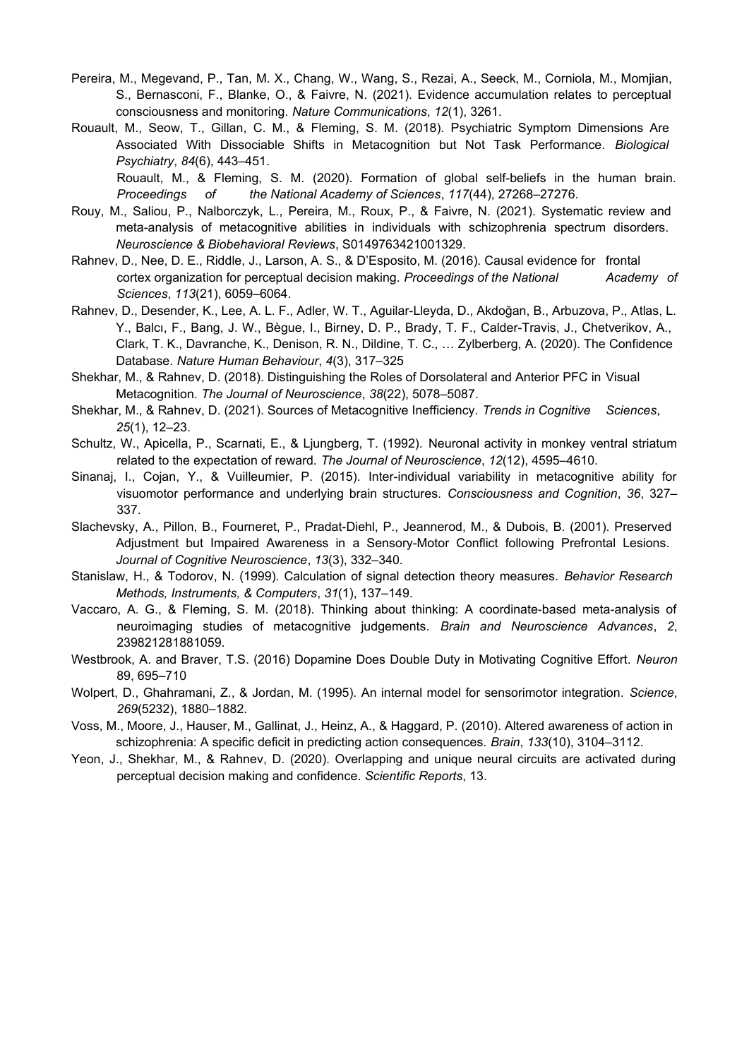Pereira, M., Megevand, P., Tan, M. X., Chang, W., Wang, S., Rezai, A., Seeck, M., Corniola, M., Momjian, S., Bernasconi, F., Blanke, O., & Faivre, N. (2021). Evidence accumulation relates to perceptual consciousness and monitoring. *Nature Communications*, *12*(1), 3261.

Rouault, M., Seow, T., Gillan, C. M., & Fleming, S. M. (2018). Psychiatric Symptom Dimensions Are Associated With Dissociable Shifts in Metacognition but Not Task Performance. *Biological Psychiatry*, *84*(6), 443–451.

Rouault, M., & Fleming, S. M. (2020). Formation of global self-beliefs in the human brain. *Proceedings of the National Academy of Sciences*, *117*(44), 27268–27276.

Rouy, M., Saliou, P., Nalborczyk, L., Pereira, M., Roux, P., & Faivre, N. (2021). Systematic review and meta-analysis of metacognitive abilities in individuals with schizophrenia spectrum disorders. *Neuroscience & Biobehavioral Reviews*, S0149763421001329.

Rahnev, D., Nee, D. E., Riddle, J., Larson, A. S., & D'Esposito, M. (2016). Causal evidence for frontal cortex organization for perceptual decision making. *Proceedings of the National Academy of Sciences*, *113*(21), 6059–6064.

Rahnev, D., Desender, K., Lee, A. L. F., Adler, W. T., Aguilar-Lleyda, D., Akdoğan, B., Arbuzova, P., Atlas, L. Y., Balcı, F., Bang, J. W., Bègue, I., Birney, D. P., Brady, T. F., Calder-Travis, J., Chetverikov, A., Clark, T. K., Davranche, K., Denison, R. N., Dildine, T. C., … Zylberberg, A. (2020). The Confidence Database. *Nature Human Behaviour*, *4*(3), 317–325

Shekhar, M., & Rahnev, D. (2018). Distinguishing the Roles of Dorsolateral and Anterior PFC in Visual Metacognition. *The Journal of Neuroscience*, *38*(22), 5078–5087.

Shekhar, M., & Rahnev, D. (2021). Sources of Metacognitive Inefficiency. *Trends in Cognitive Sciences*, *25*(1), 12–23.

Schultz, W., Apicella, P., Scarnati, E., & Ljungberg, T. (1992). Neuronal activity in monkey ventral striatum related to the expectation of reward. *The Journal of Neuroscience*, *12*(12), 4595–4610.

Sinanaj, I., Cojan, Y., & Vuilleumier, P. (2015). Inter-individual variability in metacognitive ability for visuomotor performance and underlying brain structures. *Consciousness and Cognition*, *36*, 327–337.

Slachevsky, A., Pillon, B., Fourneret, P., Pradat-Diehl, P., Jeannerod, M., & Dubois, B. (2001). Preserved Adjustment but Impaired Awareness in a Sensory-Motor Conflict following Prefrontal Lesions. *Journal of Cognitive Neuroscience*, *13*(3), 332–340.

Stanislaw, H., & Todorov, N. (1999). Calculation of signal detection theory measures. *Behavior Research Methods, Instruments, & Computers*, *31*(1), 137–149.

Vaccaro, A. G., & Fleming, S. M. (2018). Thinking about thinking: A coordinate-based meta-analysis of neuroimaging studies of metacognitive judgements. *Brain and Neuroscience Advances*, *2*, 239821281881059.

Westbrook, A. and Braver, T.S. (2016) Dopamine Does Double Duty in Motivating Cognitive Effort. *Neuron* 89, 695–710

Wolpert, D., Ghahramani, Z., & Jordan, M. (1995). An internal model for sensorimotor integration. *Science*, *269*(5232), 1880–1882.

Voss, M., Moore, J., Hauser, M., Gallinat, J., Heinz, A., & Haggard, P. (2010). Altered awareness of action in schizophrenia: A specific deficit in predicting action consequences. *Brain*, *133*(10), 3104–3112.

Yeon, J., Shekhar, M., & Rahnev, D. (2020). Overlapping and unique neural circuits are activated during perceptual decision making and confidence. *Scientific Reports*, 13.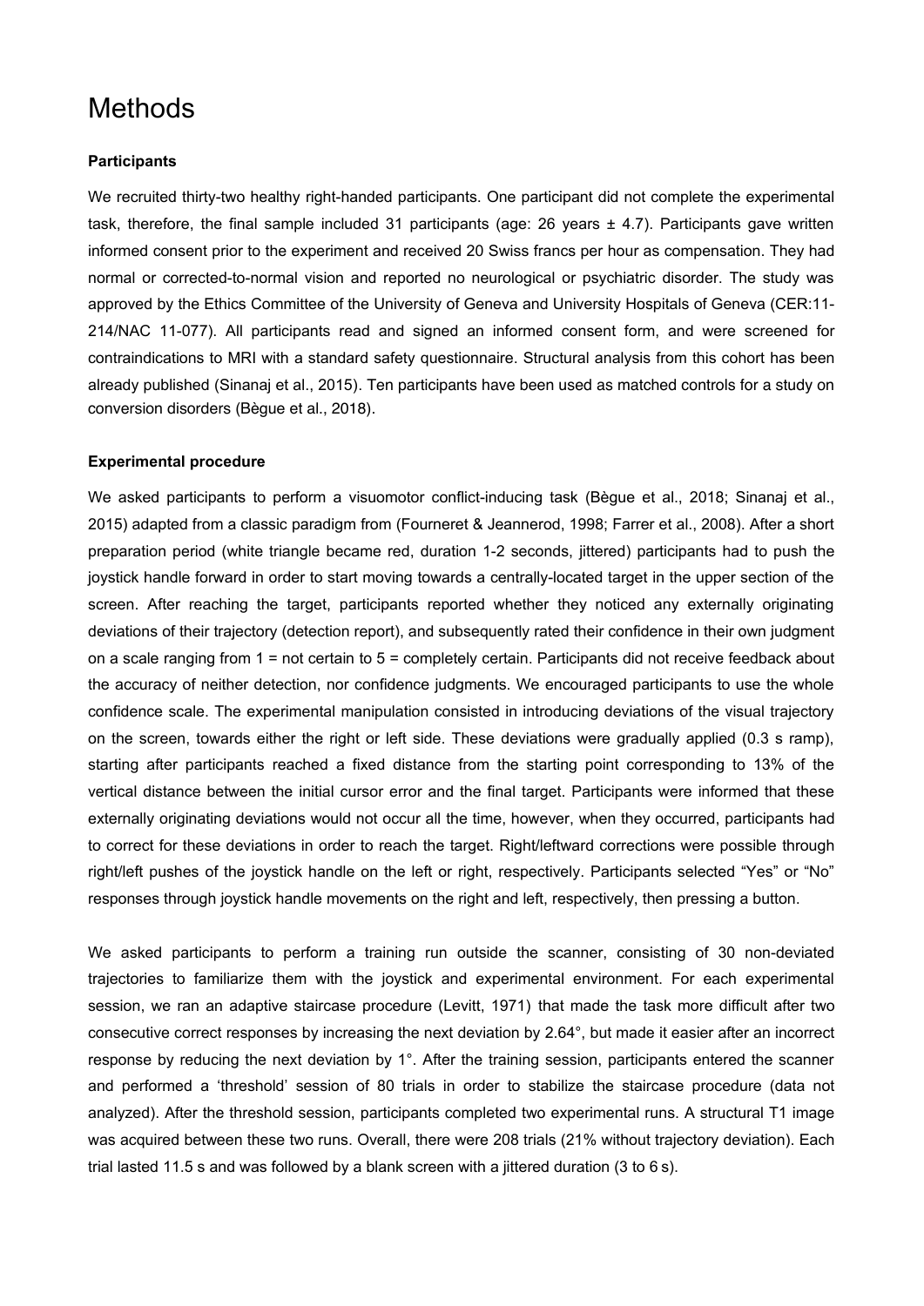# Methods

**Participants**

We recruited thirty-two healthy right-handed participants. One participant did not complete the experimental task, therefore, the final sample included 31 participants (age: 26 years ± 4.7). Participants gave written informed consent prior to the experiment and received 20 Swiss francs per hour as compensation. They had normal or corrected-to-normal vision and reported no neurological or psychiatric disorder. The study was approved by the Ethics Committee of the University of Geneva and University Hospitals of Geneva (CER:11-214/NAC 11-077). All participants read and signed an informed consent form, and were screened for contraindications to MRI with a standard safety questionnaire. Structural analysis from this cohort has been already published (Sinanaj et al., 2015). Ten participants have been used as matched controls for a study on conversion disorders (Bègue et al., 2018).

**Experimental procedure**

We asked participants to perform a visuomotor conflict-inducing task (Bègue et al., 2018; Sinanaj et al., 2015) adapted from a classic paradigm from (Fourneret & Jeannerod, 1998; Farrer et al., 2008). After a short preparation period (white triangle became red, duration 1-2 seconds, jittered) participants had to push the joystick handle forward in order to start moving towards a centrally-located target in the upper section of the screen. After reaching the target, participants reported whether they noticed any externally originating deviations of their trajectory (detection report), and subsequently rated their confidence in their own judgment on a scale ranging from 1 = not certain to 5 = completely certain. Participants did not receive feedback about the accuracy of neither detection, nor confidence judgments. We encouraged participants to use the whole confidence scale. The experimental manipulation consisted in introducing deviations of the visual trajectory on the screen, towards either the right or left side. These deviations were gradually applied (0.3 s ramp), starting after participants reached a fixed distance from the starting point corresponding to 13% of the vertical distance between the initial cursor error and the final target. Participants were informed that these externally originating deviations would not occur all the time, however, when they occurred, participants had to correct for these deviations in order to reach the target. Right/leftward corrections were possible through right/left pushes of the joystick handle on the left or right, respectively. Participants selected "Yes" or "No" responses through joystick handle movements on the right and left, respectively, then pressing a button.

We asked participants to perform a training run outside the scanner, consisting of 30 non-deviated trajectories to familiarize them with the joystick and experimental environment. For each experimental session, we ran an adaptive staircase procedure (Levitt, 1971) that made the task more difficult after two consecutive correct responses by increasing the next deviation by 2.64°, but made it easier after an incorrect response by reducing the next deviation by 1°. After the training session, participants entered the scanner and performed a 'threshold' session of 80 trials in order to stabilize the staircase procedure (data not analyzed). After the threshold session, participants completed two experimental runs. A structural T1 image was acquired between these two runs. Overall, there were 208 trials (21% without trajectory deviation). Each trial lasted 11.5 s and was followed by a blank screen with a jittered duration (3 to 6 s).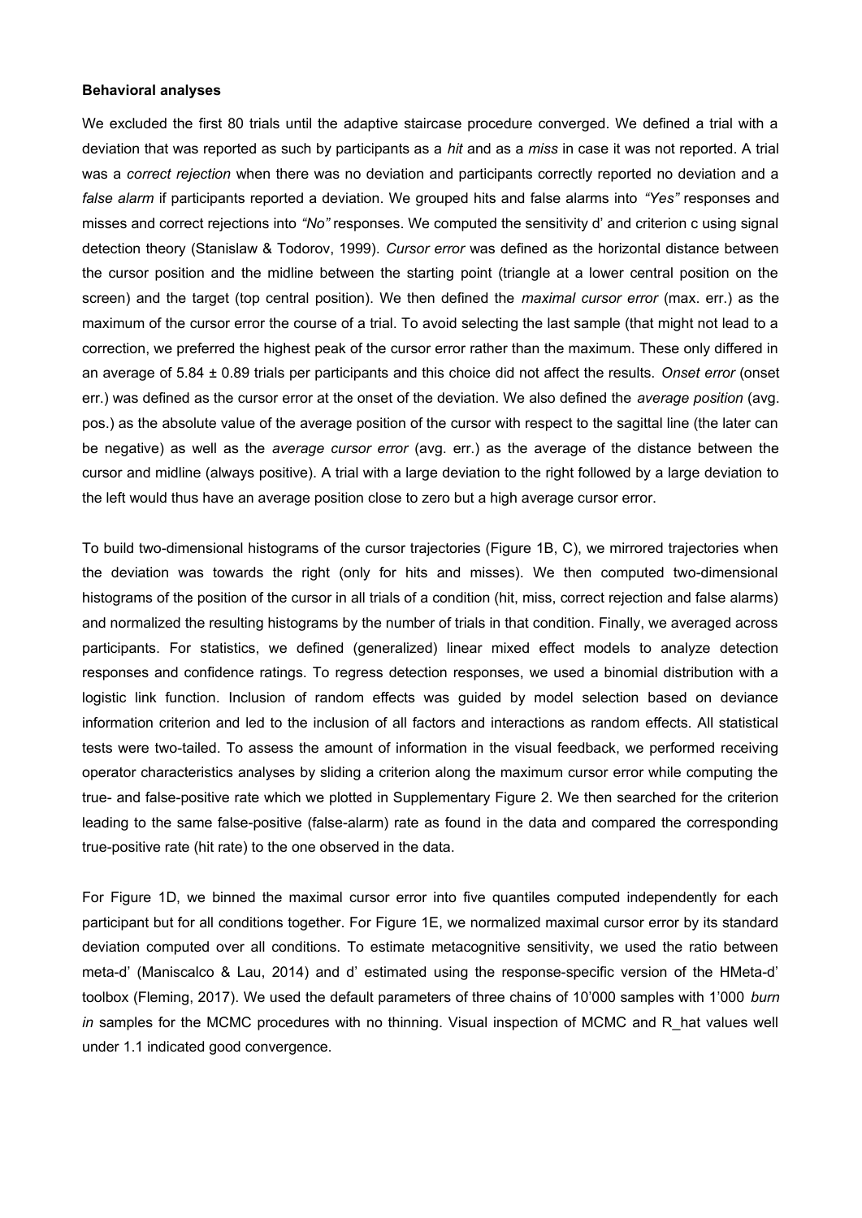**Behavioral analyses**

We excluded the first 80 trials until the adaptive staircase procedure converged. We defined a trial with a deviation that was reported as such by participants as a *hit* and as a *miss* in case it was not reported. A trial was a *correct rejection* when there was no deviation and participants correctly reported no deviation and a *false alarm* if participants reported a deviation. We grouped hits and false alarms into *"Yes"* responses and misses and correct rejections into *"No"* responses. We computed the sensitivity d' and criterion c using signal detection theory (Stanislaw & Todorov, 1999). *Cursor error* was defined as the horizontal distance between the cursor position and the midline between the starting point (triangle at a lower central position on the screen) and the target (top central position). We then defined the *maximal cursor error* (max. err.) as the maximum of the cursor error the course of a trial. To avoid selecting the last sample (that might not lead to a correction, we preferred the highest peak of the cursor error rather than the maximum. These only differed in an average of 5.84 ± 0.89 trials per participants and this choice did not affect the results. *Onset error* (onset err.) was defined as the cursor error at the onset of the deviation. We also defined the *average position* (avg. pos.) as the absolute value of the average position of the cursor with respect to the sagittal line (the later can be negative) as well as the *average cursor error* (avg. err.) as the average of the distance between the cursor and midline (always positive). A trial with a large deviation to the right followed by a large deviation to the left would thus have an average position close to zero but a high average cursor error.

To build two-dimensional histograms of the cursor trajectories (Figure 1B, C), we mirrored trajectories when the deviation was towards the right (only for hits and misses). We then computed two-dimensional histograms of the position of the cursor in all trials of a condition (hit, miss, correct rejection and false alarms) and normalized the resulting histograms by the number of trials in that condition. Finally, we averaged across participants. For statistics, we defined (generalized) linear mixed effect models to analyze detection responses and confidence ratings. To regress detection responses, we used a binomial distribution with a logistic link function. Inclusion of random effects was guided by model selection based on deviance information criterion and led to the inclusion of all factors and interactions as random effects. All statistical tests were two-tailed. To assess the amount of information in the visual feedback, we performed receiving operator characteristics analyses by sliding a criterion along the maximum cursor error while computing the true- and false-positive rate which we plotted in Supplementary Figure 2. We then searched for the criterion leading to the same false-positive (false-alarm) rate as found in the data and compared the corresponding true-positive rate (hit rate) to the one observed in the data.

For Figure 1D, we binned the maximal cursor error into five quantiles computed independently for each participant but for all conditions together. For Figure 1E, we normalized maximal cursor error by its standard deviation computed over all conditions. To estimate metacognitive sensitivity, we used the ratio between meta-d' (Maniscalco & Lau, 2014) and d' estimated using the response-specific version of the HMeta-d' toolbox (Fleming, 2017). We used the default parameters of three chains of 10'000 samples with 1'000 *burn in* samples for the MCMC procedures with no thinning. Visual inspection of MCMC and R_hat values well under 1.1 indicated good convergence.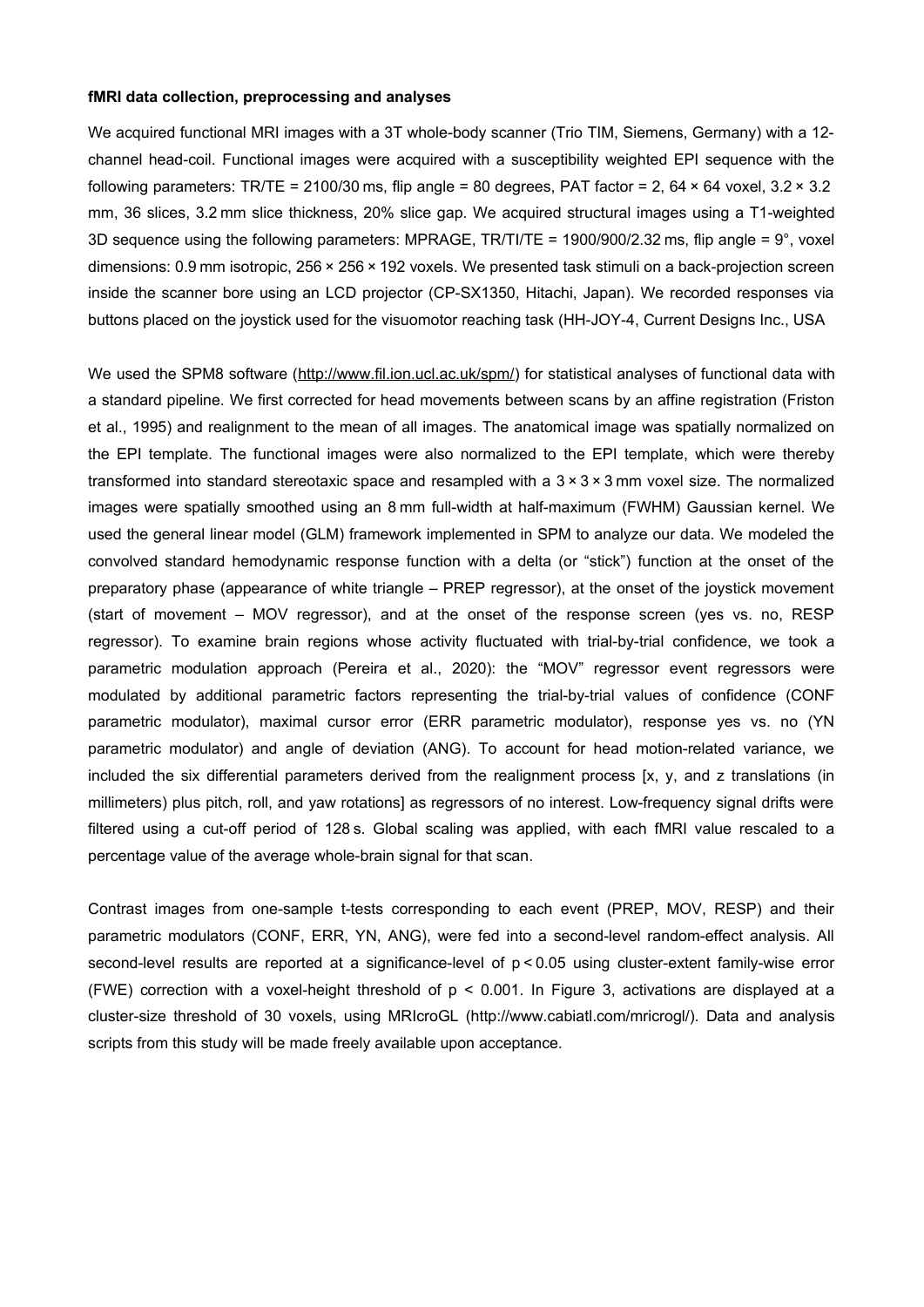**fMRI data collection, preprocessing and analyses**

We acquired functional MRI images with a 3T whole-body scanner (Trio TIM, Siemens, Germany) with a 12-channel head-coil. Functional images were acquired with a susceptibility weighted EPI sequence with the following parameters: TR/TE = 2100/30 ms, flip angle = 80 degrees, PAT factor = 2, 64 × 64 voxel, 3.2 × 3.2 mm, 36 slices, 3.2 mm slice thickness, 20% slice gap. We acquired structural images using a T1-weighted 3D sequence using the following parameters: MPRAGE, TR/TI/TE = 1900/900/2.32 ms, flip angle = 9°, voxel dimensions: 0.9 mm isotropic, 256 × 256 × 192 voxels. We presented task stimuli on a back-projection screen inside the scanner bore using an LCD projector (CP-SX1350, Hitachi, Japan). We recorded responses via buttons placed on the joystick used for the visuomotor reaching task (HH-JOY-4, Current Designs Inc., USA

We used the SPM8 software (http://www.fil.ion.ucl.ac.uk/spm/) for statistical analyses of functional data with a standard pipeline. We first corrected for head movements between scans by an affine registration (Friston et al., 1995) and realignment to the mean of all images. The anatomical image was spatially normalized on the EPI template. The functional images were also normalized to the EPI template, which were thereby transformed into standard stereotaxic space and resampled with a 3 × 3 × 3 mm voxel size. The normalized images were spatially smoothed using an 8 mm full-width at half-maximum (FWHM) Gaussian kernel. We used the general linear model (GLM) framework implemented in SPM to analyze our data. We modeled the convolved standard hemodynamic response function with a delta (or "stick") function at the onset of the preparatory phase (appearance of white triangle – PREP regressor), at the onset of the joystick movement (start of movement – MOV regressor), and at the onset of the response screen (yes vs. no, RESP regressor). To examine brain regions whose activity fluctuated with trial-by-trial confidence, we took a parametric modulation approach (Pereira et al., 2020): the "MOV" regressor event regressors were modulated by additional parametric factors representing the trial-by-trial values of confidence (CONF parametric modulator), maximal cursor error (ERR parametric modulator), response yes vs. no (YN parametric modulator) and angle of deviation (ANG). To account for head motion-related variance, we included the six differential parameters derived from the realignment process [x, y, and z translations (in millimeters) plus pitch, roll, and yaw rotations] as regressors of no interest. Low-frequency signal drifts were filtered using a cut-off period of 128 s. Global scaling was applied, with each fMRI value rescaled to a percentage value of the average whole-brain signal for that scan.

Contrast images from one-sample t-tests corresponding to each event (PREP, MOV, RESP) and their parametric modulators (CONF, ERR, YN, ANG), were fed into a second-level random-effect analysis. All second-level results are reported at a significance-level of $p < 0.05$ using cluster-extent family-wise error (FWE) correction with a voxel-height threshold of $p < 0.001$. In Figure 3, activations are displayed at a cluster-size threshold of 30 voxels, using MRIcroGL (http://www.cabiatl.com/mricrogl/). Data and analysis scripts from this study will be made freely available upon acceptance.